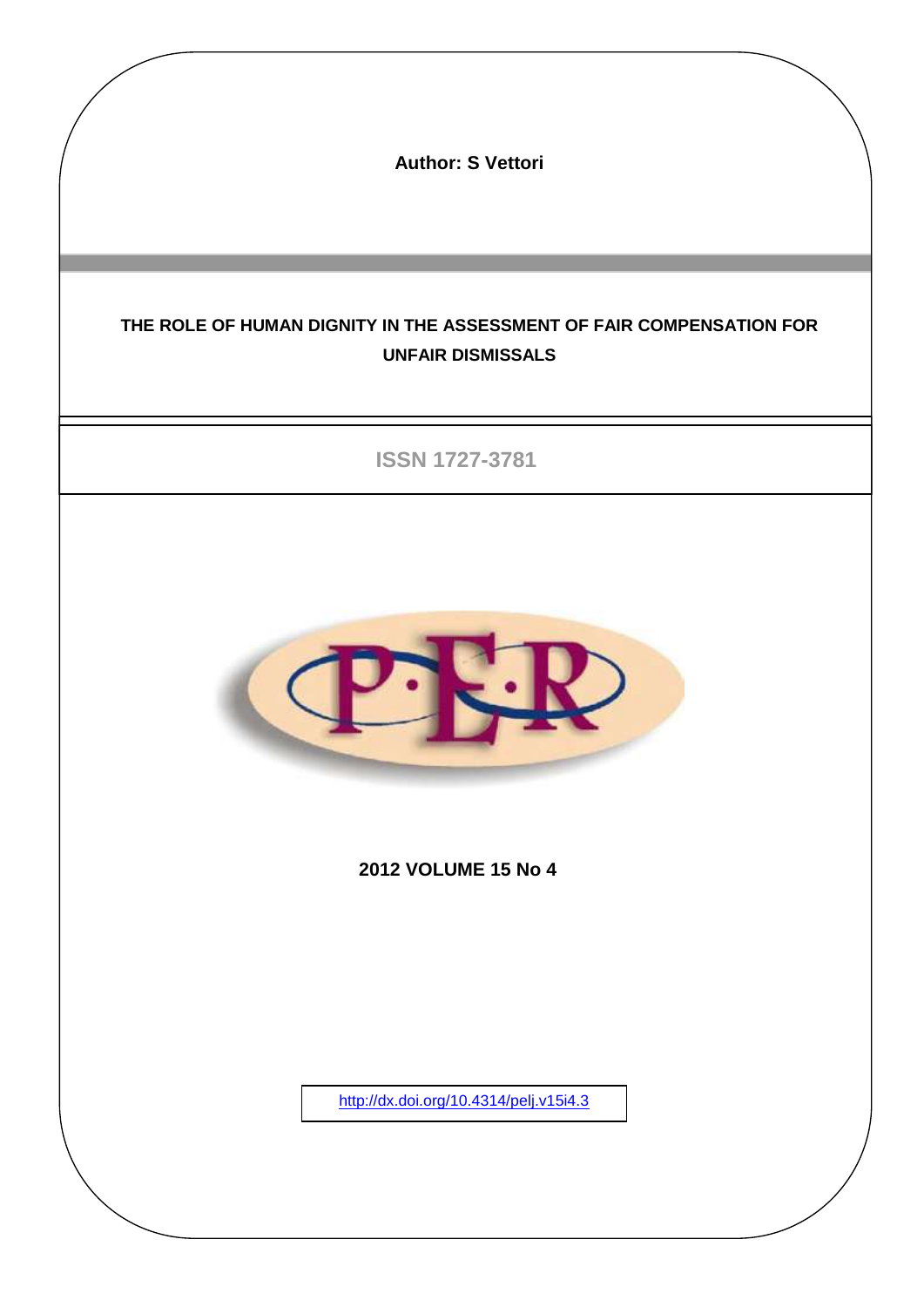**Author: S Vettori**

# THE ROLE OF HUMAN DIGNITY IN THE ASSESSMENT OF FAIR COMPENSATION FOR UNFAIR DISMISSALS

ISSN 1727-3781

**2012 VOLUME 15 No 4**

http://dx.doi.org/10.4314/pelj.v15i4.3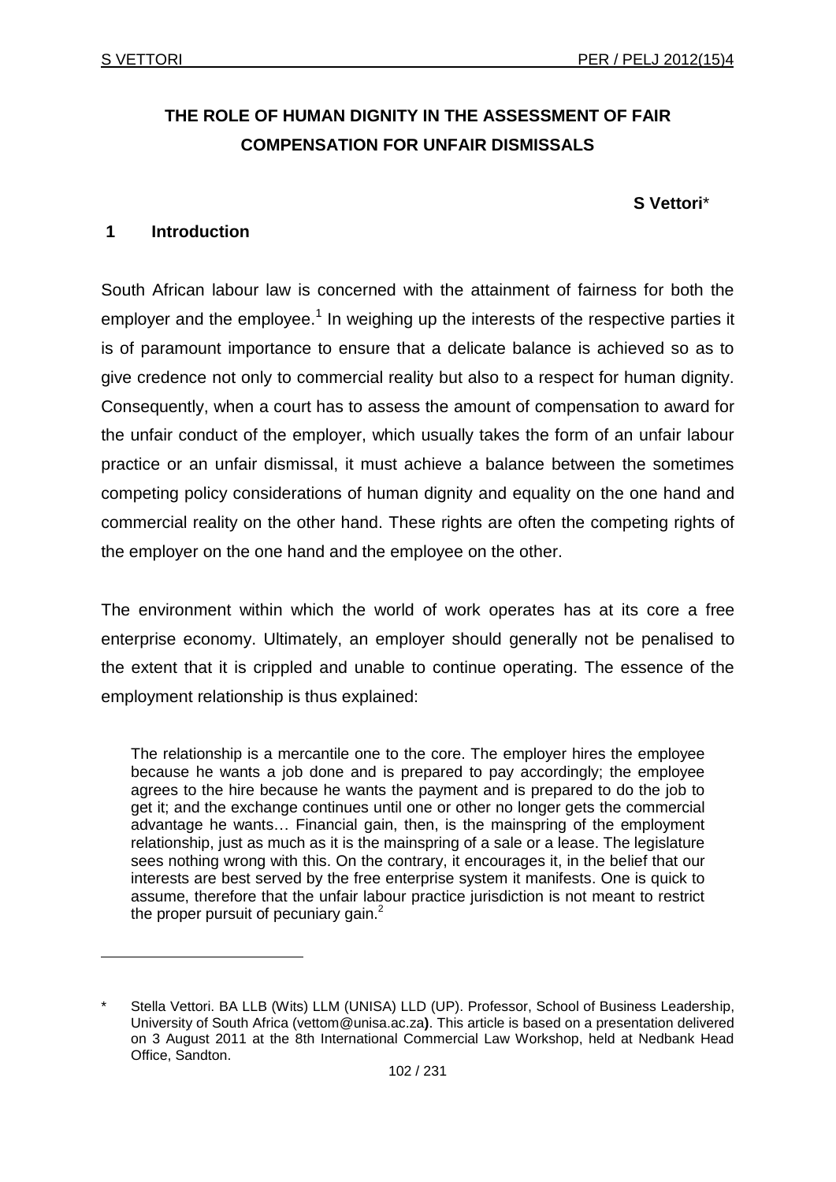# THE ROLE OF HUMAN DIGNITY IN THE ASSESSMENT OF FAIR COMPENSATION FOR UNFAIR DISMISSALS

**S Vettori***

## 1 Introduction

South African labour law is concerned with the attainment of fairness for both the employer and the employee.[1] In weighing up the interests of the respective parties it is of paramount importance to ensure that a delicate balance is achieved so as to give credence not only to commercial reality but also to a respect for human dignity. Consequently, when a court has to assess the amount of compensation to award for the unfair conduct of the employer, which usually takes the form of an unfair labour practice or an unfair dismissal, it must achieve a balance between the sometimes competing policy considerations of human dignity and equality on the one hand and commercial reality on the other hand. These rights are often the competing rights of the employer on the one hand and the employee on the other.

The environment within which the world of work operates has at its core a free enterprise economy. Ultimately, an employer should generally not be penalised to the extent that it is crippled and unable to continue operating. The essence of the employment relationship is thus explained:

> The relationship is a mercantile one to the core. The employer hires the employee because he wants a job done and is prepared to pay accordingly; the employee agrees to the hire because he wants the payment and is prepared to do the job to get it; and the exchange continues until one or other no longer gets the commercial advantage he wants… Financial gain, then, is the mainspring of the employment relationship, just as much as it is the mainspring of a sale or a lease. The legislature sees nothing wrong with this. On the contrary, it encourages it, in the belief that our interests are best served by the free enterprise system it manifests. One is quick to assume, therefore that the unfair labour practice jurisdiction is not meant to restrict the proper pursuit of pecuniary gain.[2]

---

\* Stella Vettori. BA LLB (Wits) LLM (UNISA) LLD (UP). Professor, School of Business Leadership, University of South Africa (vettom@unisa.ac.za**)**. This article is based on a presentation delivered on 3 August 2011 at the 8th International Commercial Law Workshop, held at Nedbank Head Office, Sandton.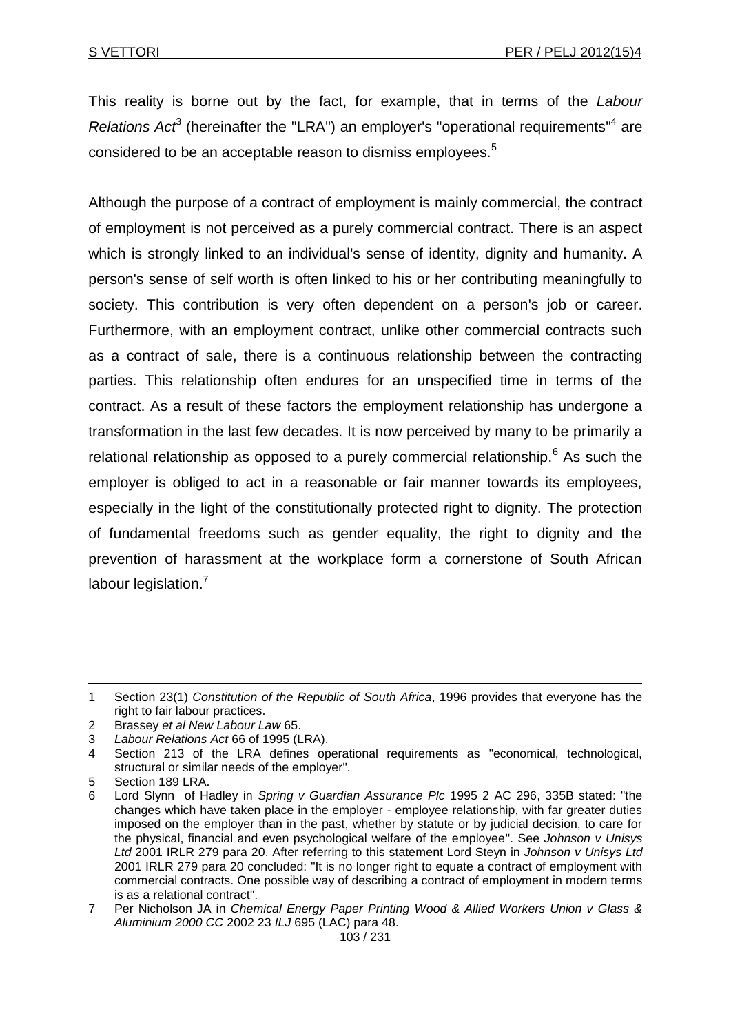This reality is borne out by the fact, for example, that in terms of the *Labour Relations Act*[3] (hereinafter the "LRA") an employer's "operational requirements"[4] are considered to be an acceptable reason to dismiss employees.[5]

Although the purpose of a contract of employment is mainly commercial, the contract of employment is not perceived as a purely commercial contract. There is an aspect which is strongly linked to an individual's sense of identity, dignity and humanity. A person's sense of self worth is often linked to his or her contributing meaningfully to society. This contribution is very often dependent on a person's job or career. Furthermore, with an employment contract, unlike other commercial contracts such as a contract of sale, there is a continuous relationship between the contracting parties. This relationship often endures for an unspecified time in terms of the contract. As a result of these factors the employment relationship has undergone a transformation in the last few decades. It is now perceived by many to be primarily a relational relationship as opposed to a purely commercial relationship.[6] As such the employer is obliged to act in a reasonable or fair manner towards its employees, especially in the light of the constitutionally protected right to dignity. The protection of fundamental freedoms such as gender equality, the right to dignity and the prevention of harassment at the workplace form a cornerstone of South African labour legislation.[7]

---

1 Section 23(1) *Constitution of the Republic of South Africa*, 1996 provides that everyone has the right to fair labour practices.

2 Brassey *et al New Labour Law* 65.

3 *Labour Relations Act* 66 of 1995 (LRA).

4 Section 213 of the LRA defines operational requirements as "economical, technological, structural or similar needs of the employer".

5 Section 189 LRA.

6 Lord Slynn of Hadley in *Spring v Guardian Assurance Plc* 1995 2 AC 296, 335B stated: "the changes which have taken place in the employer - employee relationship, with far greater duties imposed on the employer than in the past, whether by statute or by judicial decision, to care for the physical, financial and even psychological welfare of the employee". See *Johnson v Unisys Ltd* 2001 IRLR 279 para 20. After referring to this statement Lord Steyn in *Johnson v Unisys Ltd* 2001 IRLR 279 para 20 concluded: "It is no longer right to equate a contract of employment with commercial contracts. One possible way of describing a contract of employment in modern terms is as a relational contract".

7 Per Nicholson JA in *Chemical Energy Paper Printing Wood & Allied Workers Union v Glass & Aluminium 2000 CC* 2002 23 *ILJ* 695 (LAC) para 48.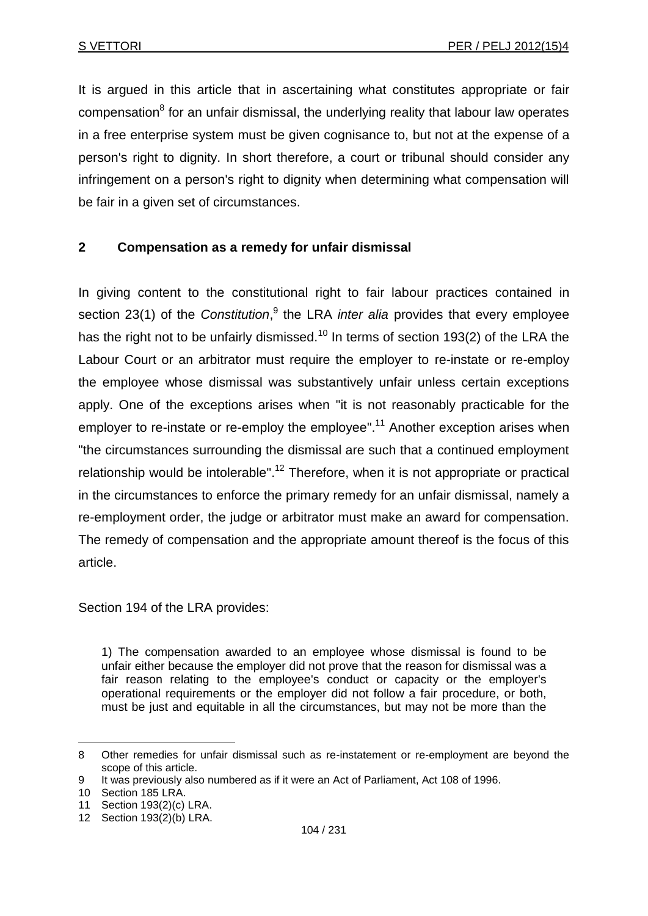It is argued in this article that in ascertaining what constitutes appropriate or fair compensation[8] for an unfair dismissal, the underlying reality that labour law operates in a free enterprise system must be given cognisance to, but not at the expense of a person's right to dignity. In short therefore, a court or tribunal should consider any infringement on a person's right to dignity when determining what compensation will be fair in a given set of circumstances.

## 2 Compensation as a remedy for unfair dismissal

In giving content to the constitutional right to fair labour practices contained in section 23(1) of the *Constitution*,[9] the LRA *inter alia* provides that every employee has the right not to be unfairly dismissed.[10] In terms of section 193(2) of the LRA the Labour Court or an arbitrator must require the employer to re-instate or re-employ the employee whose dismissal was substantively unfair unless certain exceptions apply. One of the exceptions arises when "it is not reasonably practicable for the employer to re-instate or re-employ the employee".[11] Another exception arises when "the circumstances surrounding the dismissal are such that a continued employment relationship would be intolerable".[12] Therefore, when it is not appropriate or practical in the circumstances to enforce the primary remedy for an unfair dismissal, namely a re-employment order, the judge or arbitrator must make an award for compensation. The remedy of compensation and the appropriate amount thereof is the focus of this article.

Section 194 of the LRA provides:

> 1) The compensation awarded to an employee whose dismissal is found to be unfair either because the employer did not prove that the reason for dismissal was a fair reason relating to the employee's conduct or capacity or the employer's operational requirements or the employer did not follow a fair procedure, or both, must be just and equitable in all the circumstances, but may not be more than the

---

8 Other remedies for unfair dismissal such as re-instatement or re-employment are beyond the scope of this article.

9 It was previously also numbered as if it were an Act of Parliament, Act 108 of 1996.

10 Section 185 LRA.

11 Section 193(2)(c) LRA.

12 Section 193(2)(b) LRA.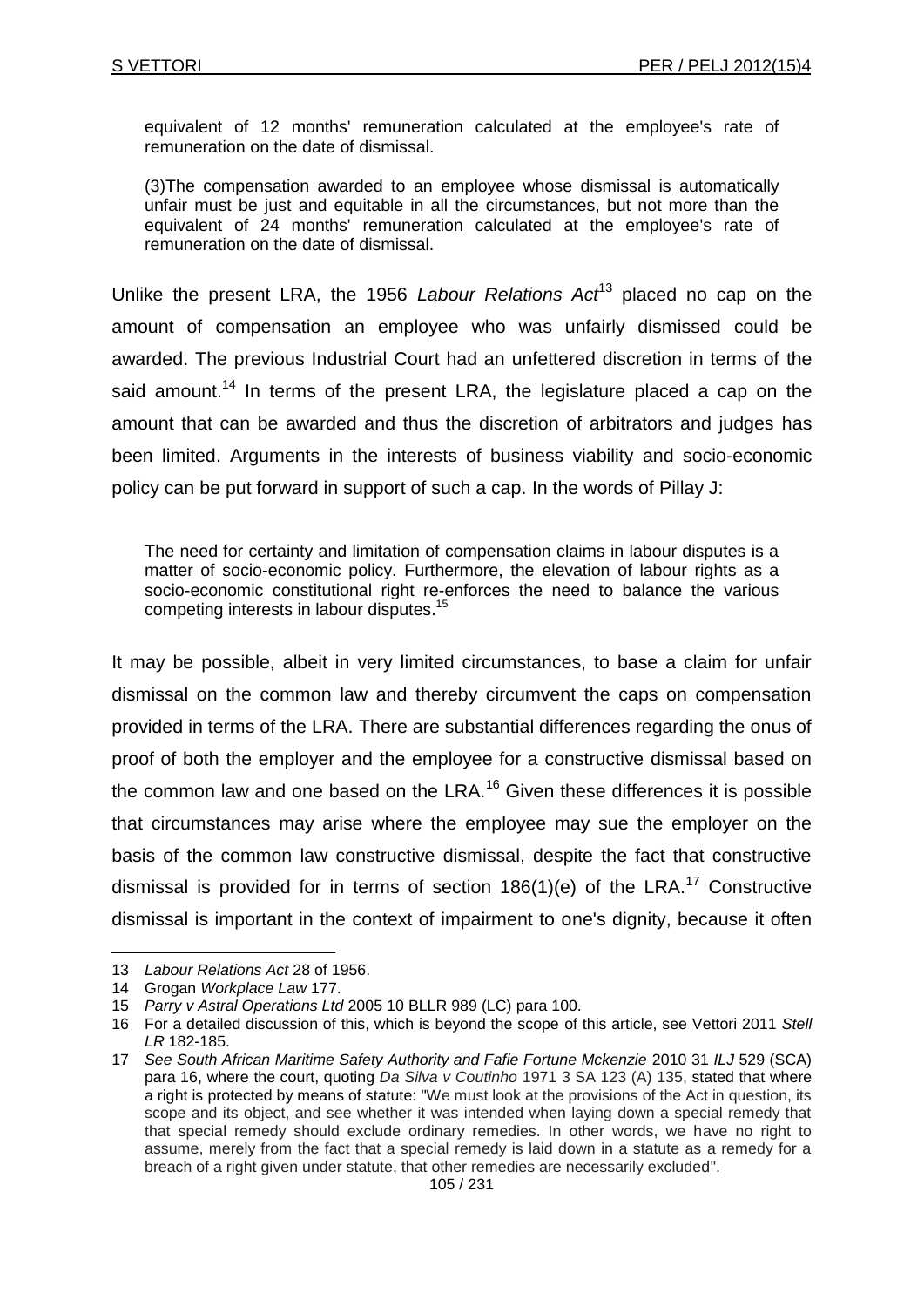equivalent of 12 months' remuneration calculated at the employee's rate of remuneration on the date of dismissal.

(3)The compensation awarded to an employee whose dismissal is automatically unfair must be just and equitable in all the circumstances, but not more than the equivalent of 24 months' remuneration calculated at the employee's rate of remuneration on the date of dismissal.

Unlike the present LRA, the 1956 *Labour Relations Act*[13] placed no cap on the amount of compensation an employee who was unfairly dismissed could be awarded. The previous Industrial Court had an unfettered discretion in terms of the said amount.[14] In terms of the present LRA, the legislature placed a cap on the amount that can be awarded and thus the discretion of arbitrators and judges has been limited. Arguments in the interests of business viability and socio-economic policy can be put forward in support of such a cap. In the words of Pillay J:

> The need for certainty and limitation of compensation claims in labour disputes is a matter of socio-economic policy. Furthermore, the elevation of labour rights as a socio-economic constitutional right re-enforces the need to balance the various competing interests in labour disputes.[15]

It may be possible, albeit in very limited circumstances, to base a claim for unfair dismissal on the common law and thereby circumvent the caps on compensation provided in terms of the LRA. There are substantial differences regarding the onus of proof of both the employer and the employee for a constructive dismissal based on the common law and one based on the LRA.[16] Given these differences it is possible that circumstances may arise where the employee may sue the employer on the basis of the common law constructive dismissal, despite the fact that constructive dismissal is provided for in terms of section 186(1)(e) of the LRA.[17] Constructive dismissal is important in the context of impairment to one's dignity, because it often

---

13 *Labour Relations Act* 28 of 1956.

14 Grogan *Workplace Law* 177.

15 *Parry v Astral Operations Ltd* 2005 10 BLLR 989 (LC) para 100.

16 For a detailed discussion of this, which is beyond the scope of this article, see Vettori 2011 *Stell LR* 182-185.

17 *See South African Maritime Safety Authority and Fafie Fortune Mckenzie* 2010 31 *ILJ* 529 (SCA) para 16, where the court, quoting *Da Silva v Coutinho* 1971 3 SA 123 (A) 135, stated that where a right is protected by means of statute: "We must look at the provisions of the Act in question, its scope and its object, and see whether it was intended when laying down a special remedy that that special remedy should exclude ordinary remedies. In other words, we have no right to assume, merely from the fact that a special remedy is laid down in a statute as a remedy for a breach of a right given under statute, that other remedies are necessarily excluded".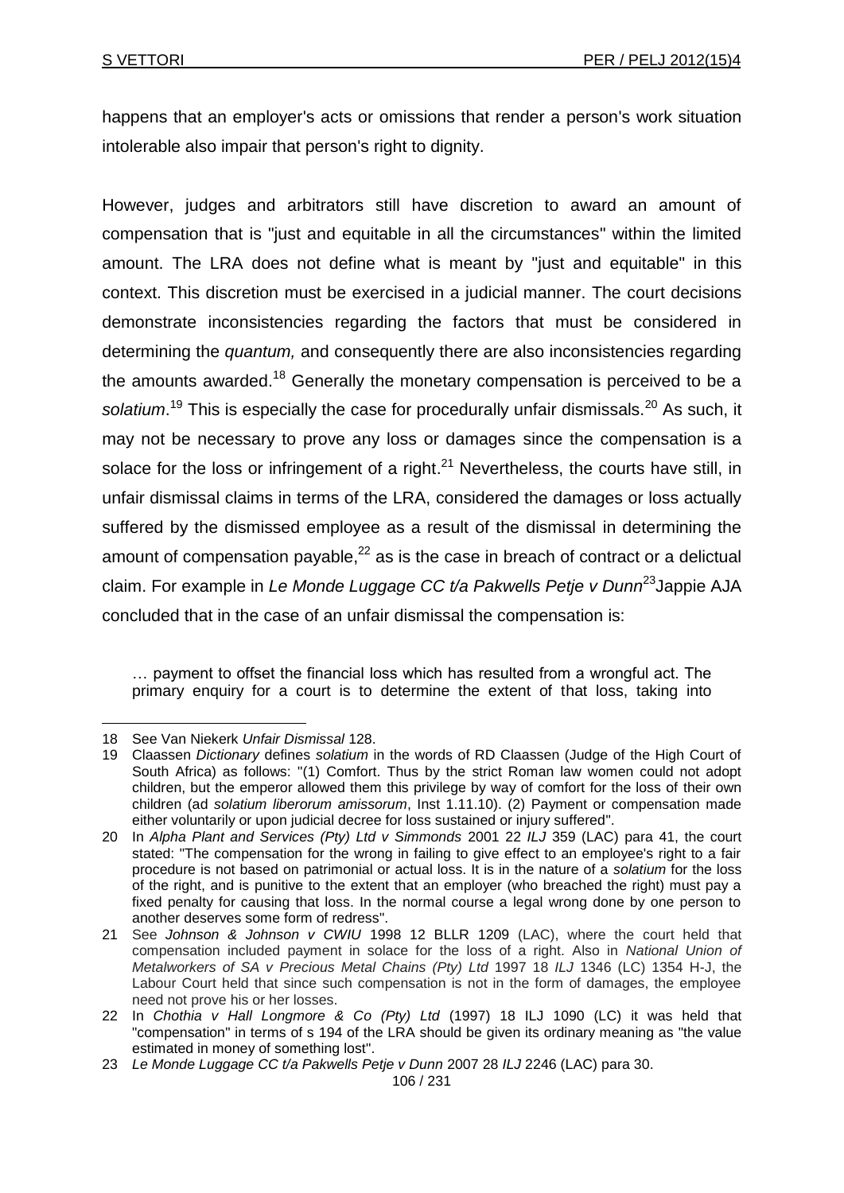happens that an employer's acts or omissions that render a person's work situation intolerable also impair that person's right to dignity.

However, judges and arbitrators still have discretion to award an amount of compensation that is "just and equitable in all the circumstances" within the limited amount. The LRA does not define what is meant by "just and equitable" in this context. This discretion must be exercised in a judicial manner. The court decisions demonstrate inconsistencies regarding the factors that must be considered in determining the *quantum,* and consequently there are also inconsistencies regarding the amounts awarded.[18] Generally the monetary compensation is perceived to be a *solatium*.[19] This is especially the case for procedurally unfair dismissals.[20] As such, it may not be necessary to prove any loss or damages since the compensation is a solace for the loss or infringement of a right.[21] Nevertheless, the courts have still, in unfair dismissal claims in terms of the LRA, considered the damages or loss actually suffered by the dismissed employee as a result of the dismissal in determining the amount of compensation payable,[22] as is the case in breach of contract or a delictual claim. For example in *Le Monde Luggage CC t/a Pakwells Petje v Dunn*[23] Jappie AJA concluded that in the case of an unfair dismissal the compensation is:

> … payment to offset the financial loss which has resulted from a wrongful act. The primary enquiry for a court is to determine the extent of that loss, taking into

---

18 See Van Niekerk *Unfair Dismissal* 128.

19 Claassen *Dictionary* defines *solatium* in the words of RD Claassen (Judge of the High Court of South Africa) as follows: "(1) Comfort. Thus by the strict Roman law women could not adopt children, but the emperor allowed them this privilege by way of comfort for the loss of their own children (ad *solatium liberorum amissorum*, Inst 1.11.10). (2) Payment or compensation made either voluntarily or upon judicial decree for loss sustained or injury suffered".

20 In *Alpha Plant and Services (Pty) Ltd v Simmonds* 2001 22 *ILJ* 359 (LAC) para 41, the court stated: "The compensation for the wrong in failing to give effect to an employee's right to a fair procedure is not based on patrimonial or actual loss. It is in the nature of a *solatium* for the loss of the right, and is punitive to the extent that an employer (who breached the right) must pay a fixed penalty for causing that loss. In the normal course a legal wrong done by one person to another deserves some form of redress".

21 See *Johnson & Johnson v CWIU* 1998 12 BLLR 1209 (LAC), where the court held that compensation included payment in solace for the loss of a right. Also in *National Union of Metalworkers of SA v Precious Metal Chains (Pty) Ltd* 1997 18 *ILJ* 1346 (LC) 1354 H-J, the Labour Court held that since such compensation is not in the form of damages, the employee need not prove his or her losses.

22 In *Chothia v Hall Longmore & Co (Pty) Ltd* (1997) 18 ILJ 1090 (LC) it was held that "compensation" in terms of s 194 of the LRA should be given its ordinary meaning as "the value estimated in money of something lost".

23 *Le Monde Luggage CC t/a Pakwells Petje v Dunn* 2007 28 *ILJ* 2246 (LAC) para 30.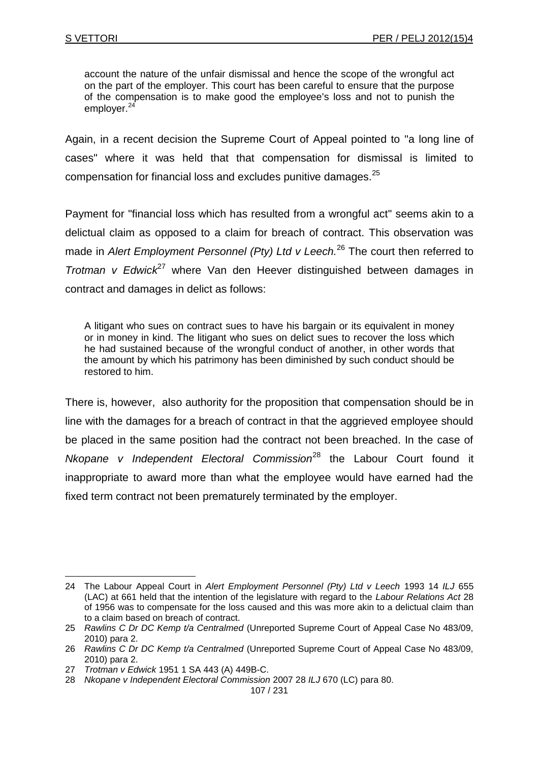> account the nature of the unfair dismissal and hence the scope of the wrongful act on the part of the employer. This court has been careful to ensure that the purpose of the compensation is to make good the employee's loss and not to punish the employer.[24]

Again, in a recent decision the Supreme Court of Appeal pointed to "a long line of cases" where it was held that that compensation for dismissal is limited to compensation for financial loss and excludes punitive damages.[25]

Payment for "financial loss which has resulted from a wrongful act" seems akin to a delictual claim as opposed to a claim for breach of contract. This observation was made in *Alert Employment Personnel (Pty) Ltd v Leech.*[26] The court then referred to *Trotman v Edwick*[27] where Van den Heever distinguished between damages in contract and damages in delict as follows:

> A litigant who sues on contract sues to have his bargain or its equivalent in money or in money in kind. The litigant who sues on delict sues to recover the loss which he had sustained because of the wrongful conduct of another, in other words that the amount by which his patrimony has been diminished by such conduct should be restored to him.

There is, however, also authority for the proposition that compensation should be in line with the damages for a breach of contract in that the aggrieved employee should be placed in the same position had the contract not been breached. In the case of *Nkopane v Independent Electoral Commission*[28] the Labour Court found it inappropriate to award more than what the employee would have earned had the fixed term contract not been prematurely terminated by the employer.

---

24 The Labour Appeal Court in *Alert Employment Personnel (Pty) Ltd v Leech* 1993 14 *ILJ* 655 (LAC) at 661 held that the intention of the legislature with regard to the *Labour Relations Act* 28 of 1956 was to compensate for the loss caused and this was more akin to a delictual claim than to a claim based on breach of contract.

25 *Rawlins C Dr DC Kemp t/a Centralmed* (Unreported Supreme Court of Appeal Case No 483/09, 2010) para 2.

26 *Rawlins C Dr DC Kemp t/a Centralmed* (Unreported Supreme Court of Appeal Case No 483/09, 2010) para 2.

27 *Trotman v Edwick* 1951 1 SA 443 (A) 449B-C.

28 *Nkopane v Independent Electoral Commission* 2007 28 *ILJ* 670 (LC) para 80.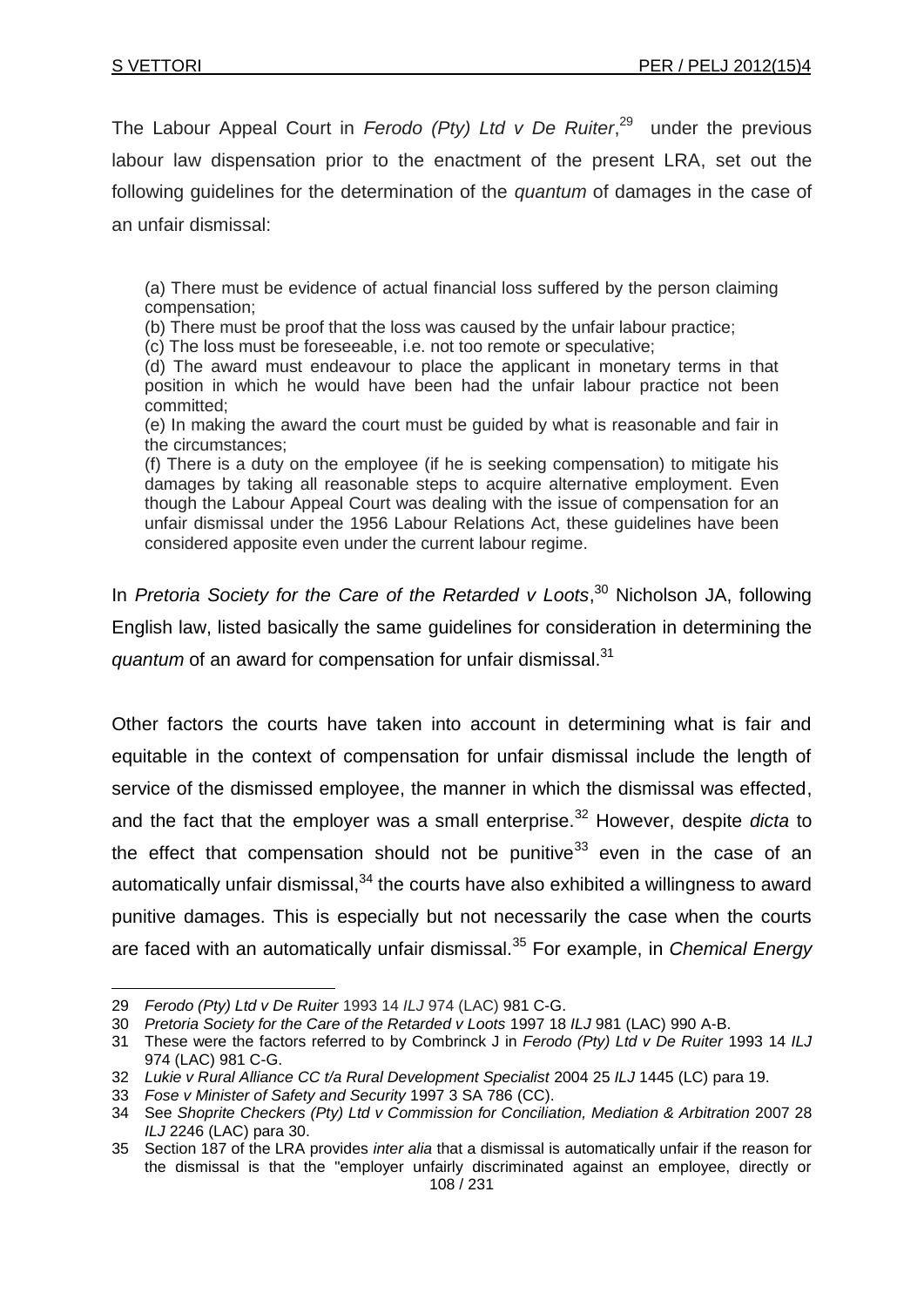The Labour Appeal Court in *Ferodo (Pty) Ltd v De Ruiter*,[29] under the previous labour law dispensation prior to the enactment of the present LRA, set out the following guidelines for the determination of the *quantum* of damages in the case of an unfair dismissal:

> (a) There must be evidence of actual financial loss suffered by the person claiming compensation;
> (b) There must be proof that the loss was caused by the unfair labour practice;
> (c) The loss must be foreseeable, i.e. not too remote or speculative;
> (d) The award must endeavour to place the applicant in monetary terms in that position in which he would have been had the unfair labour practice not been committed;
> (e) In making the award the court must be guided by what is reasonable and fair in the circumstances;
> (f) There is a duty on the employee (if he is seeking compensation) to mitigate his damages by taking all reasonable steps to acquire alternative employment. Even though the Labour Appeal Court was dealing with the issue of compensation for an unfair dismissal under the 1956 Labour Relations Act, these guidelines have been considered apposite even under the current labour regime.

In *Pretoria Society for the Care of the Retarded v Loots*,[30] Nicholson JA, following English law, listed basically the same guidelines for consideration in determining the *quantum* of an award for compensation for unfair dismissal.[31]

Other factors the courts have taken into account in determining what is fair and equitable in the context of compensation for unfair dismissal include the length of service of the dismissed employee, the manner in which the dismissal was effected, and the fact that the employer was a small enterprise.[32] However, despite *dicta* to the effect that compensation should not be punitive[33] even in the case of an automatically unfair dismissal,[34] the courts have also exhibited a willingness to award punitive damages. This is especially but not necessarily the case when the courts are faced with an automatically unfair dismissal.[35] For example, in *Chemical Energy*

---

29 *Ferodo (Pty) Ltd v De Ruiter* 1993 14 *ILJ* 974 (LAC) 981 C-G.

30 *Pretoria Society for the Care of the Retarded v Loots* 1997 18 *ILJ* 981 (LAC) 990 A-B.

31 These were the factors referred to by Combrinck J in *Ferodo (Pty) Ltd v De Ruiter* 1993 14 *ILJ* 974 (LAC) 981 C-G.

32 *Lukie v Rural Alliance CC t/a Rural Development Specialist* 2004 25 *ILJ* 1445 (LC) para 19.

33 *Fose v Minister of Safety and Security* 1997 3 SA 786 (CC).

34 See *Shoprite Checkers (Pty) Ltd v Commission for Conciliation, Mediation & Arbitration* 2007 28 *ILJ* 2246 (LAC) para 30.

35 Section 187 of the LRA provides *inter alia* that a dismissal is automatically unfair if the reason for the dismissal is that the "employer unfairly discriminated against an employee, directly or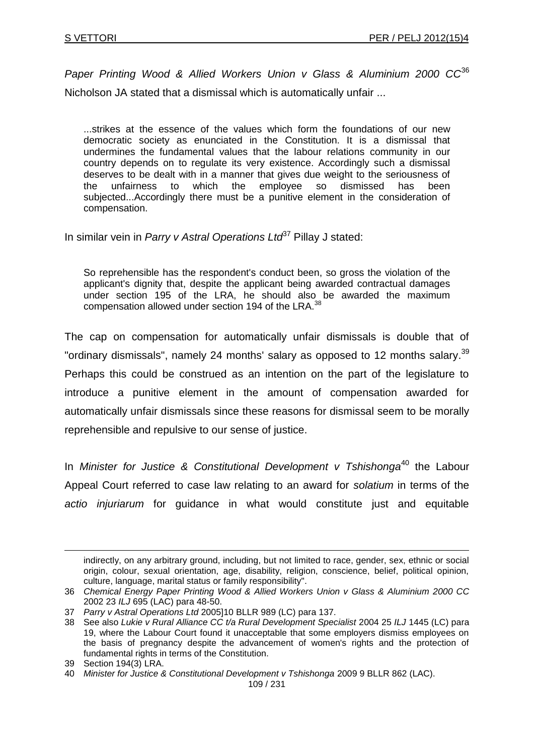*Paper Printing Wood & Allied Workers Union v Glass & Aluminium 2000 CC*[36] Nicholson JA stated that a dismissal which is automatically unfair ...

> ...strikes at the essence of the values which form the foundations of our new democratic society as enunciated in the Constitution. It is a dismissal that undermines the fundamental values that the labour relations community in our country depends on to regulate its very existence. Accordingly such a dismissal deserves to be dealt with in a manner that gives due weight to the seriousness of the unfairness to which the employee so dismissed has been subjected...Accordingly there must be a punitive element in the consideration of compensation.

In similar vein in *Parry v Astral Operations Ltd*[37] Pillay J stated:

> So reprehensible has the respondent's conduct been, so gross the violation of the applicant's dignity that, despite the applicant being awarded contractual damages under section 195 of the LRA, he should also be awarded the maximum compensation allowed under section 194 of the LRA.[38]

The cap on compensation for automatically unfair dismissals is double that of "ordinary dismissals", namely 24 months' salary as opposed to 12 months salary.[39] Perhaps this could be construed as an intention on the part of the legislature to introduce a punitive element in the amount of compensation awarded for automatically unfair dismissals since these reasons for dismissal seem to be morally reprehensible and repulsive to our sense of justice.

In *Minister for Justice & Constitutional Development v Tshishonga*[40] the Labour Appeal Court referred to case law relating to an award for *solatium* in terms of the *actio injuriarum* for guidance in what would constitute just and equitable

---

indirectly, on any arbitrary ground, including, but not limited to race, gender, sex, ethnic or social origin, colour, sexual orientation, age, disability, religion, conscience, belief, political opinion, culture, language, marital status or family responsibility".

36 *Chemical Energy Paper Printing Wood & Allied Workers Union v Glass & Aluminium 2000 CC* 2002 23 *ILJ* 695 (LAC) para 48-50.

37 *Parry v Astral Operations Ltd* 2005]10 BLLR 989 (LC) para 137.

38 See also *Lukie v Rural Alliance CC t/a Rural Development Specialist* 2004 25 *ILJ* 1445 (LC) para 19, where the Labour Court found it unacceptable that some employers dismiss employees on the basis of pregnancy despite the advancement of women's rights and the protection of fundamental rights in terms of the Constitution.

39 Section 194(3) LRA.

40 *Minister for Justice & Constitutional Development v Tshishonga* 2009 9 BLLR 862 (LAC).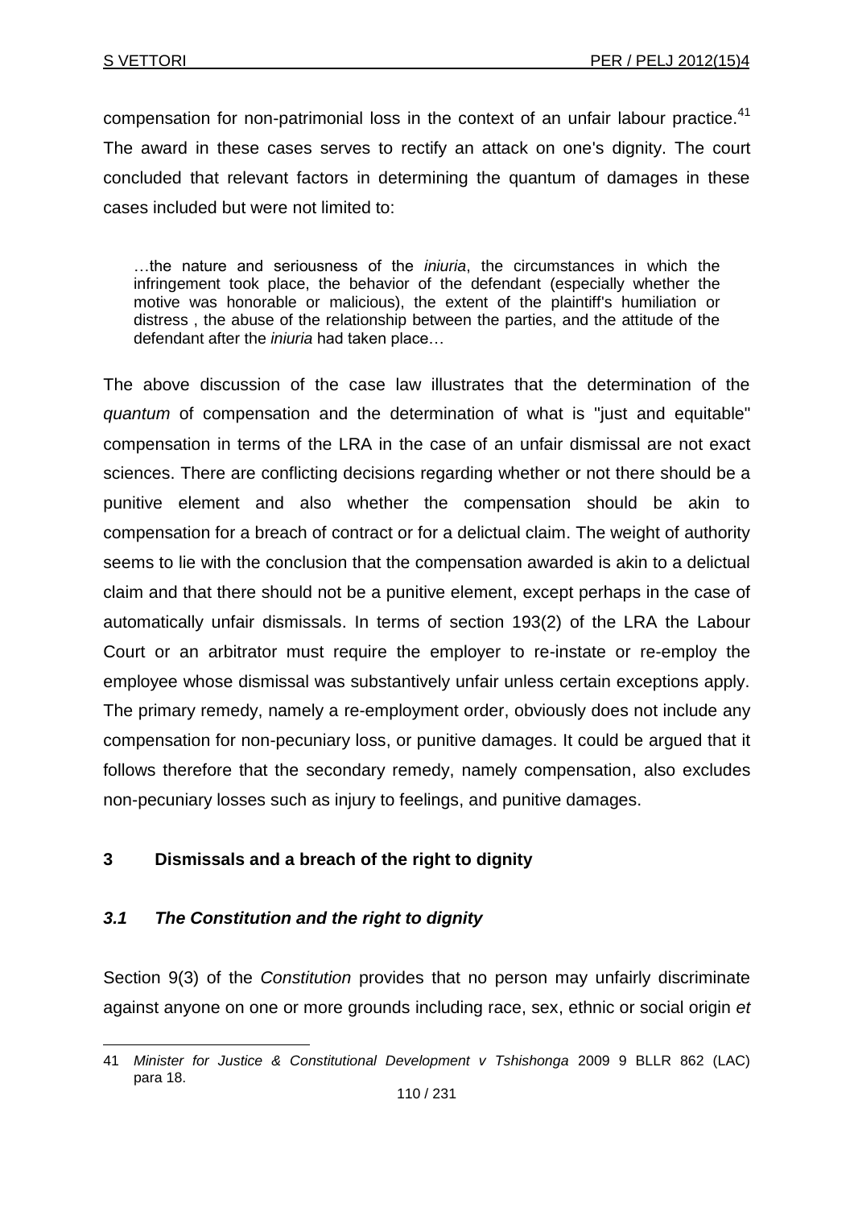compensation for non-patrimonial loss in the context of an unfair labour practice.[41] The award in these cases serves to rectify an attack on one's dignity. The court concluded that relevant factors in determining the quantum of damages in these cases included but were not limited to:

> …the nature and seriousness of the *iniuria*, the circumstances in which the infringement took place, the behavior of the defendant (especially whether the motive was honorable or malicious), the extent of the plaintiff's humiliation or distress , the abuse of the relationship between the parties, and the attitude of the defendant after the *iniuria* had taken place…

The above discussion of the case law illustrates that the determination of the *quantum* of compensation and the determination of what is "just and equitable" compensation in terms of the LRA in the case of an unfair dismissal are not exact sciences. There are conflicting decisions regarding whether or not there should be a punitive element and also whether the compensation should be akin to compensation for a breach of contract or for a delictual claim. The weight of authority seems to lie with the conclusion that the compensation awarded is akin to a delictual claim and that there should not be a punitive element, except perhaps in the case of automatically unfair dismissals. In terms of section 193(2) of the LRA the Labour Court or an arbitrator must require the employer to re-instate or re-employ the employee whose dismissal was substantively unfair unless certain exceptions apply. The primary remedy, namely a re-employment order, obviously does not include any compensation for non-pecuniary loss, or punitive damages. It could be argued that it follows therefore that the secondary remedy, namely compensation, also excludes non-pecuniary losses such as injury to feelings, and punitive damages.

## 3 Dismissals and a breach of the right to dignity

### *3.1 The Constitution and the right to dignity*

Section 9(3) of the *Constitution* provides that no person may unfairly discriminate against anyone on one or more grounds including race, sex, ethnic or social origin *et*

---

41 *Minister for Justice & Constitutional Development v Tshishonga* 2009 9 BLLR 862 (LAC) para 18.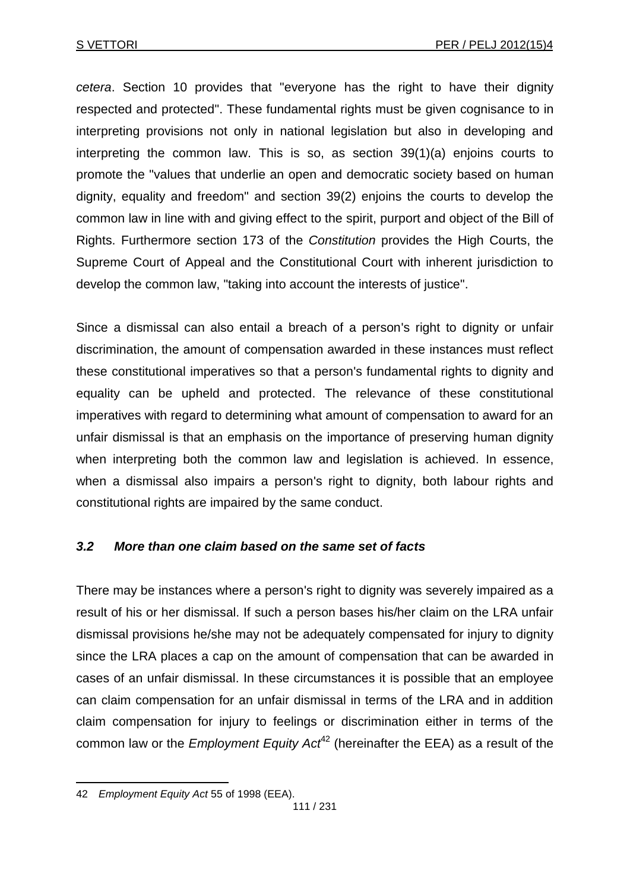*cetera*. Section 10 provides that "everyone has the right to have their dignity respected and protected". These fundamental rights must be given cognisance to in interpreting provisions not only in national legislation but also in developing and interpreting the common law. This is so, as section 39(1)(a) enjoins courts to promote the "values that underlie an open and democratic society based on human dignity, equality and freedom" and section 39(2) enjoins the courts to develop the common law in line with and giving effect to the spirit, purport and object of the Bill of Rights. Furthermore section 173 of the *Constitution* provides the High Courts, the Supreme Court of Appeal and the Constitutional Court with inherent jurisdiction to develop the common law, "taking into account the interests of justice".

Since a dismissal can also entail a breach of a person's right to dignity or unfair discrimination, the amount of compensation awarded in these instances must reflect these constitutional imperatives so that a person's fundamental rights to dignity and equality can be upheld and protected. The relevance of these constitutional imperatives with regard to determining what amount of compensation to award for an unfair dismissal is that an emphasis on the importance of preserving human dignity when interpreting both the common law and legislation is achieved. In essence, when a dismissal also impairs a person's right to dignity, both labour rights and constitutional rights are impaired by the same conduct.

### *3.2 More than one claim based on the same set of facts*

There may be instances where a person's right to dignity was severely impaired as a result of his or her dismissal. If such a person bases his/her claim on the LRA unfair dismissal provisions he/she may not be adequately compensated for injury to dignity since the LRA places a cap on the amount of compensation that can be awarded in cases of an unfair dismissal. In these circumstances it is possible that an employee can claim compensation for an unfair dismissal in terms of the LRA and in addition claim compensation for injury to feelings or discrimination either in terms of the common law or the *Employment Equity Act*[42] (hereinafter the EEA) as a result of the

---

42 *Employment Equity Act* 55 of 1998 (EEA).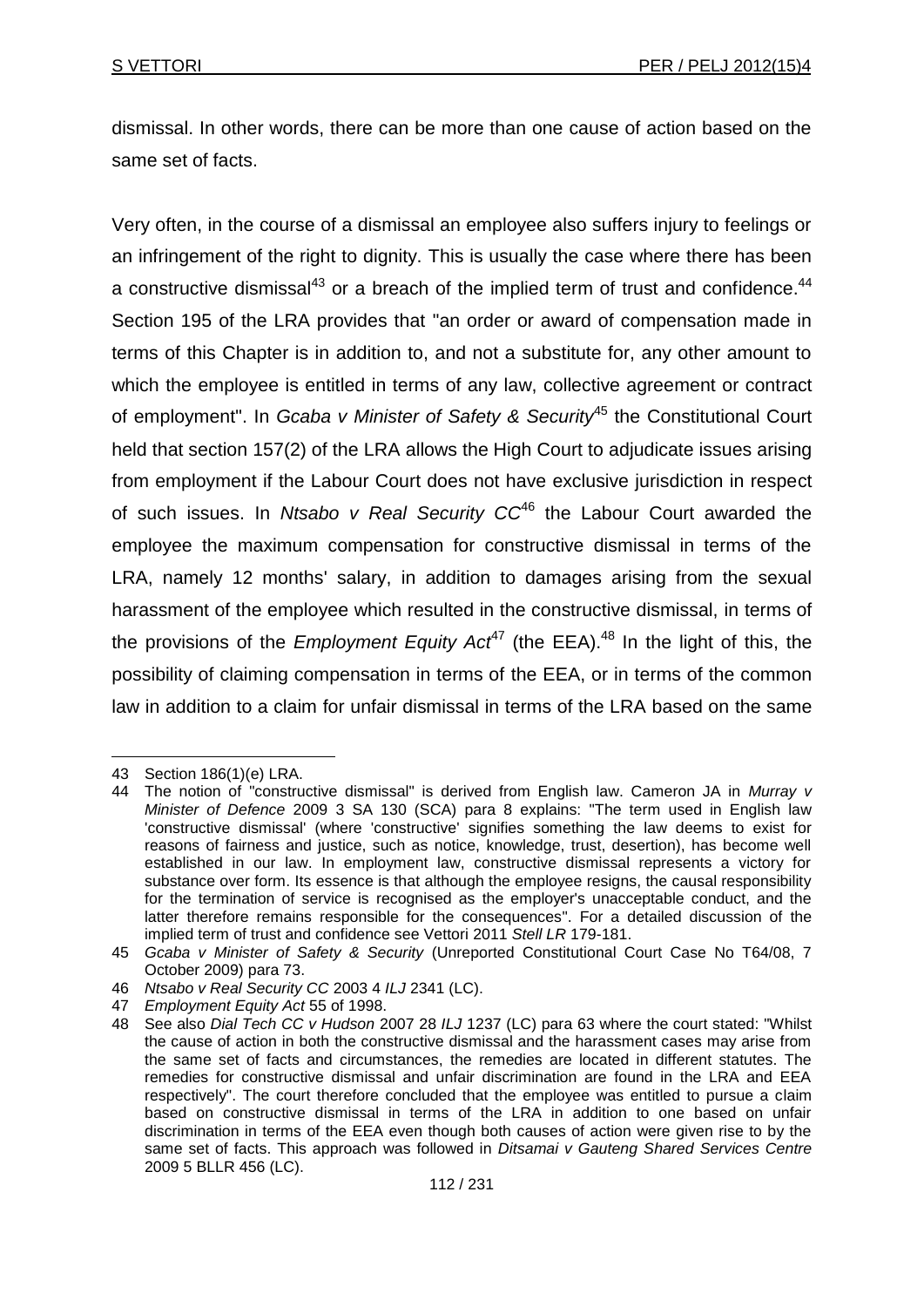dismissal. In other words, there can be more than one cause of action based on the same set of facts.

Very often, in the course of a dismissal an employee also suffers injury to feelings or an infringement of the right to dignity. This is usually the case where there has been a constructive dismissal[43] or a breach of the implied term of trust and confidence.[44] Section 195 of the LRA provides that "an order or award of compensation made in terms of this Chapter is in addition to, and not a substitute for, any other amount to which the employee is entitled in terms of any law, collective agreement or contract of employment". In *Gcaba v Minister of Safety & Security*[45] the Constitutional Court held that section 157(2) of the LRA allows the High Court to adjudicate issues arising from employment if the Labour Court does not have exclusive jurisdiction in respect of such issues. In *Ntsabo v Real Security CC*[46] the Labour Court awarded the employee the maximum compensation for constructive dismissal in terms of the LRA, namely 12 months' salary, in addition to damages arising from the sexual harassment of the employee which resulted in the constructive dismissal, in terms of the provisions of the *Employment Equity Act*[47] (the EEA).[48] In the light of this, the possibility of claiming compensation in terms of the EEA, or in terms of the common law in addition to a claim for unfair dismissal in terms of the LRA based on the same

---

43 Section 186(1)(e) LRA.

44 The notion of "constructive dismissal" is derived from English law. Cameron JA in *Murray v Minister of Defence* 2009 3 SA 130 (SCA) para 8 explains: "The term used in English law 'constructive dismissal' (where 'constructive' signifies something the law deems to exist for reasons of fairness and justice, such as notice, knowledge, trust, desertion), has become well established in our law. In employment law, constructive dismissal represents a victory for substance over form. Its essence is that although the employee resigns, the causal responsibility for the termination of service is recognised as the employer's unacceptable conduct, and the latter therefore remains responsible for the consequences". For a detailed discussion of the implied term of trust and confidence see Vettori 2011 *Stell LR* 179-181.

45 *Gcaba v Minister of Safety & Security* (Unreported Constitutional Court Case No T64/08, 7 October 2009) para 73.

46 *Ntsabo v Real Security CC* 2003 4 *ILJ* 2341 (LC).

47 *Employment Equity Act* 55 of 1998.

48 See also *Dial Tech CC v Hudson* 2007 28 *ILJ* 1237 (LC) para 63 where the court stated: "Whilst the cause of action in both the constructive dismissal and the harassment cases may arise from the same set of facts and circumstances, the remedies are located in different statutes. The remedies for constructive dismissal and unfair discrimination are found in the LRA and EEA respectively". The court therefore concluded that the employee was entitled to pursue a claim based on constructive dismissal in terms of the LRA in addition to one based on unfair discrimination in terms of the EEA even though both causes of action were given rise to by the same set of facts. This approach was followed in *Ditsamai v Gauteng Shared Services Centre* 2009 5 BLLR 456 (LC).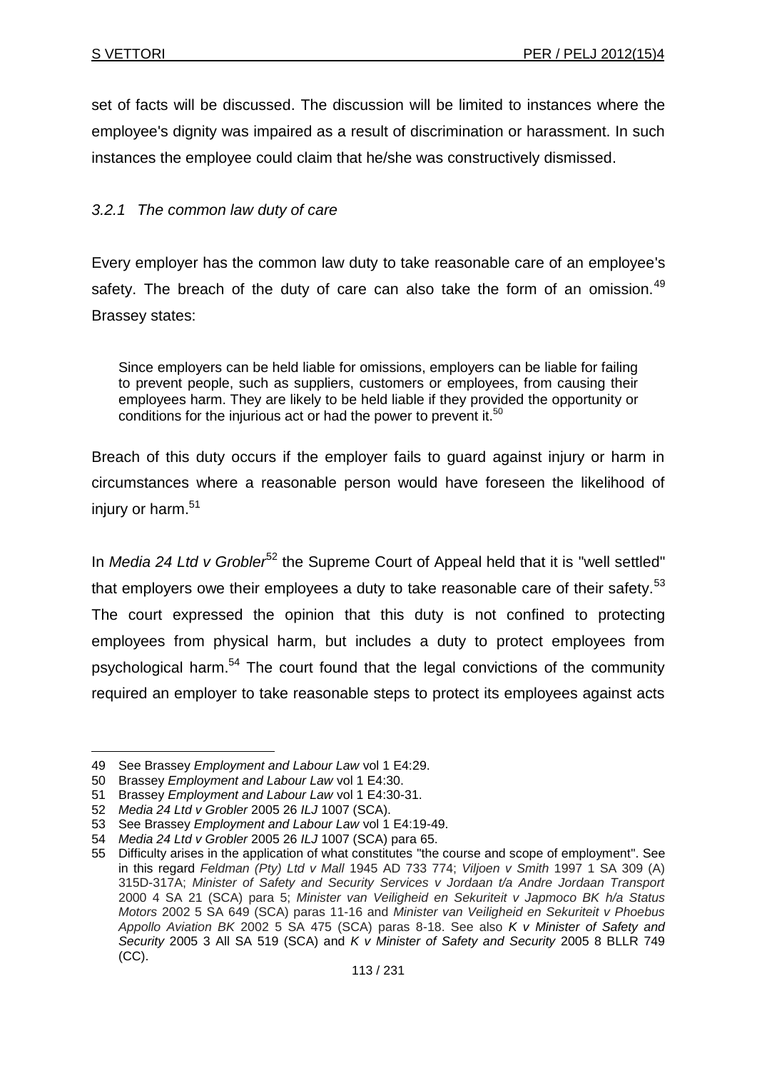set of facts will be discussed. The discussion will be limited to instances where the employee's dignity was impaired as a result of discrimination or harassment. In such instances the employee could claim that he/she was constructively dismissed.

### *3.2.1 The common law duty of care*

Every employer has the common law duty to take reasonable care of an employee's safety. The breach of the duty of care can also take the form of an omission.[49] Brassey states:

> Since employers can be held liable for omissions, employers can be liable for failing to prevent people, such as suppliers, customers or employees, from causing their employees harm. They are likely to be held liable if they provided the opportunity or conditions for the injurious act or had the power to prevent it.[50]

Breach of this duty occurs if the employer fails to guard against injury or harm in circumstances where a reasonable person would have foreseen the likelihood of injury or harm.[51]

In *Media 24 Ltd v Grobler*[52] the Supreme Court of Appeal held that it is "well settled" that employers owe their employees a duty to take reasonable care of their safety.[53] The court expressed the opinion that this duty is not confined to protecting employees from physical harm, but includes a duty to protect employees from psychological harm.[54] The court found that the legal convictions of the community required an employer to take reasonable steps to protect its employees against acts

---

49 See Brassey *Employment and Labour Law* vol 1 E4:29.

50 Brassey *Employment and Labour Law* vol 1 E4:30.

51 Brassey *Employment and Labour Law* vol 1 E4:30-31.

52 *Media 24 Ltd v Grobler* 2005 26 *ILJ* 1007 (SCA).

53 See Brassey *Employment and Labour Law* vol 1 E4:19-49.

54 *Media 24 Ltd v Grobler* 2005 26 *ILJ* 1007 (SCA) para 65.

55 Difficulty arises in the application of what constitutes "the course and scope of employment". See in this regard *Feldman (Pty) Ltd v Mall* 1945 AD 733 774; *Viljoen v Smith* 1997 1 SA 309 (A) 315D-317A; *Minister of Safety and Security Services v Jordaan t/a Andre Jordaan Transport* 2000 4 SA 21 (SCA) para 5; *Minister van Veiligheid en Sekuriteit v Japmoco BK h/a Status Motors* 2002 5 SA 649 (SCA) paras 11-16 and *Minister van Veiligheid en Sekuriteit v Phoebus Appollo Aviation BK* 2002 5 SA 475 (SCA) paras 8-18. See also *K v Minister of Safety and Security* 2005 3 All SA 519 (SCA) and *K v Minister of Safety and Security* 2005 8 BLLR 749 (CC).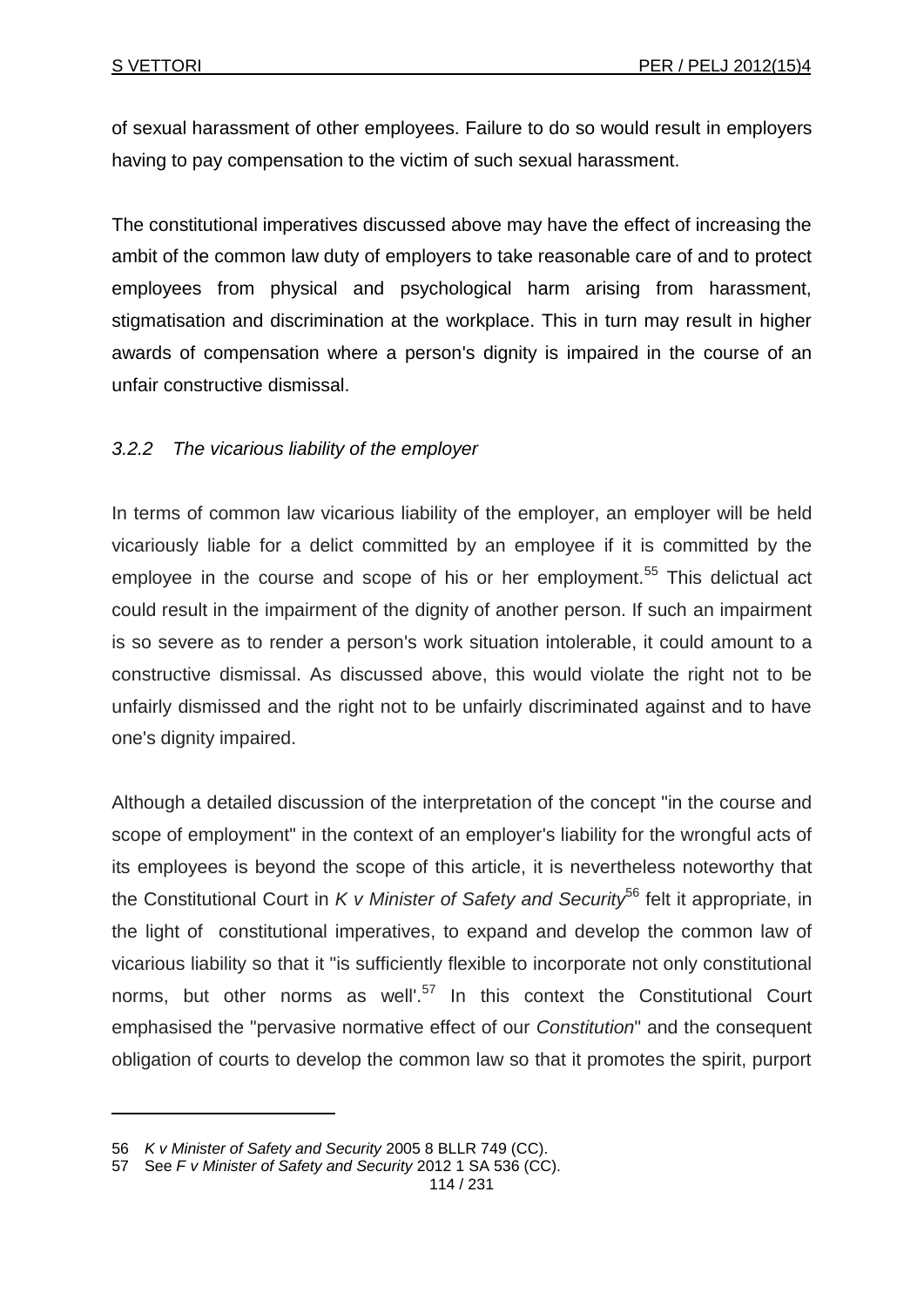of sexual harassment of other employees. Failure to do so would result in employers having to pay compensation to the victim of such sexual harassment.

The constitutional imperatives discussed above may have the effect of increasing the ambit of the common law duty of employers to take reasonable care of and to protect employees from physical and psychological harm arising from harassment, stigmatisation and discrimination at the workplace. This in turn may result in higher awards of compensation where a person's dignity is impaired in the course of an unfair constructive dismissal.

### *3.2.2 The vicarious liability of the employer*

In terms of common law vicarious liability of the employer, an employer will be held vicariously liable for a delict committed by an employee if it is committed by the employee in the course and scope of his or her employment.[55] This delictual act could result in the impairment of the dignity of another person. If such an impairment is so severe as to render a person's work situation intolerable, it could amount to a constructive dismissal. As discussed above, this would violate the right not to be unfairly dismissed and the right not to be unfairly discriminated against and to have one's dignity impaired.

Although a detailed discussion of the interpretation of the concept "in the course and scope of employment" in the context of an employer's liability for the wrongful acts of its employees is beyond the scope of this article, it is nevertheless noteworthy that the Constitutional Court in *K v Minister of Safety and Security*[56] felt it appropriate, in the light of constitutional imperatives, to expand and develop the common law of vicarious liability so that it "is sufficiently flexible to incorporate not only constitutional norms, but other norms as well'.[57] In this context the Constitutional Court emphasised the "pervasive normative effect of our *Constitution*" and the consequent obligation of courts to develop the common law so that it promotes the spirit, purport

---

56 *K v Minister of Safety and Security* 2005 8 BLLR 749 (CC).

57 See *F v Minister of Safety and Security* 2012 1 SA 536 (CC).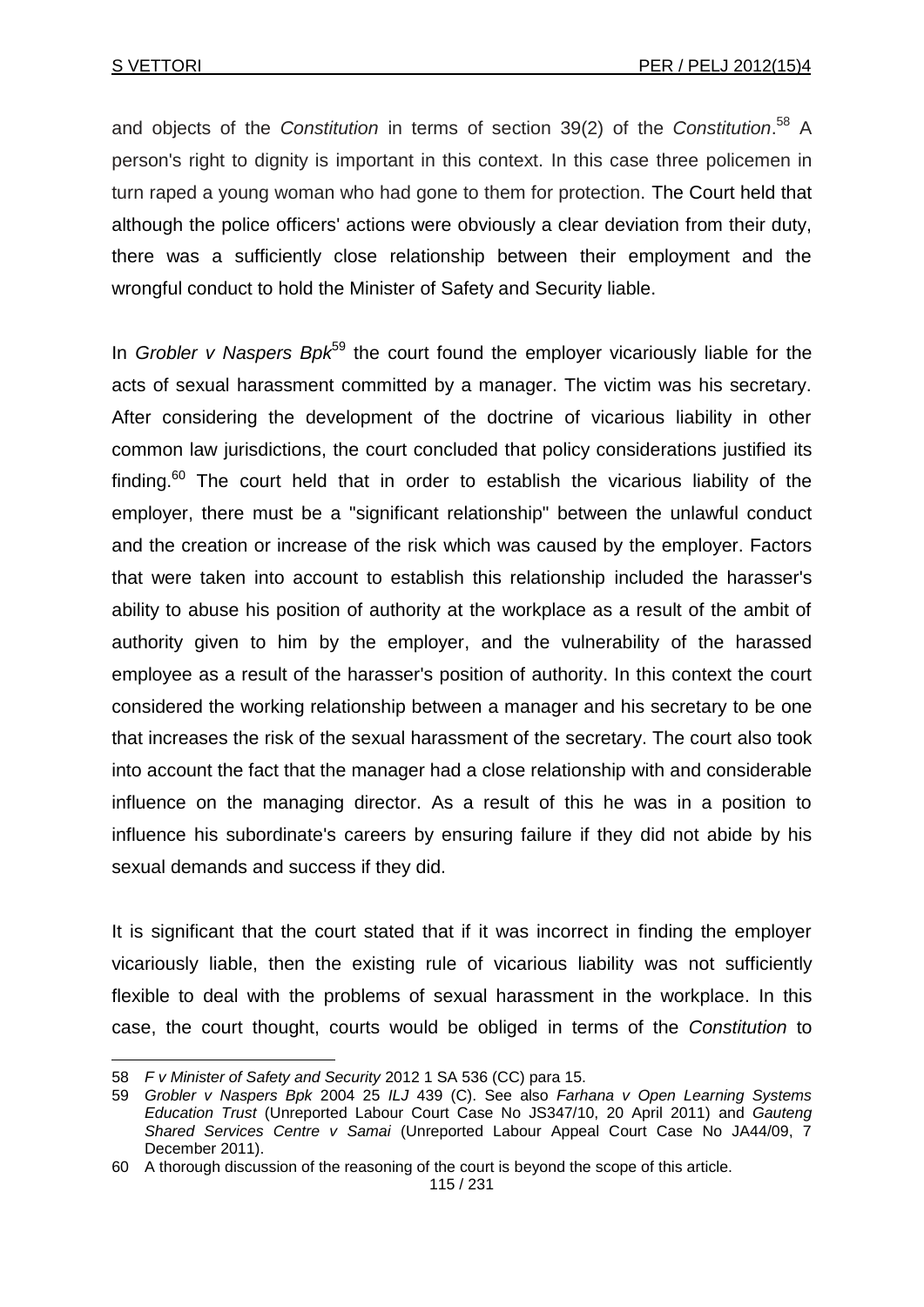and objects of the *Constitution* in terms of section 39(2) of the *Constitution*.[58] A person's right to dignity is important in this context. In this case three policemen in turn raped a young woman who had gone to them for protection. The Court held that although the police officers' actions were obviously a clear deviation from their duty, there was a sufficiently close relationship between their employment and the wrongful conduct to hold the Minister of Safety and Security liable.

In *Grobler v Naspers Bpk*[59] the court found the employer vicariously liable for the acts of sexual harassment committed by a manager. The victim was his secretary. After considering the development of the doctrine of vicarious liability in other common law jurisdictions, the court concluded that policy considerations justified its finding.[60] The court held that in order to establish the vicarious liability of the employer, there must be a "significant relationship" between the unlawful conduct and the creation or increase of the risk which was caused by the employer. Factors that were taken into account to establish this relationship included the harasser's ability to abuse his position of authority at the workplace as a result of the ambit of authority given to him by the employer, and the vulnerability of the harassed employee as a result of the harasser's position of authority. In this context the court considered the working relationship between a manager and his secretary to be one that increases the risk of the sexual harassment of the secretary. The court also took into account the fact that the manager had a close relationship with and considerable influence on the managing director. As a result of this he was in a position to influence his subordinate's careers by ensuring failure if they did not abide by his sexual demands and success if they did.

It is significant that the court stated that if it was incorrect in finding the employer vicariously liable, then the existing rule of vicarious liability was not sufficiently flexible to deal with the problems of sexual harassment in the workplace. In this case, the court thought, courts would be obliged in terms of the *Constitution* to

---

58 *F v Minister of Safety and Security* 2012 1 SA 536 (CC) para 15.

59 *Grobler v Naspers Bpk* 2004 25 *ILJ* 439 (C). See also *Farhana v Open Learning Systems Education Trust* (Unreported Labour Court Case No JS347/10, 20 April 2011) and *Gauteng Shared Services Centre v Samai* (Unreported Labour Appeal Court Case No JA44/09, 7 December 2011).

60 A thorough discussion of the reasoning of the court is beyond the scope of this article.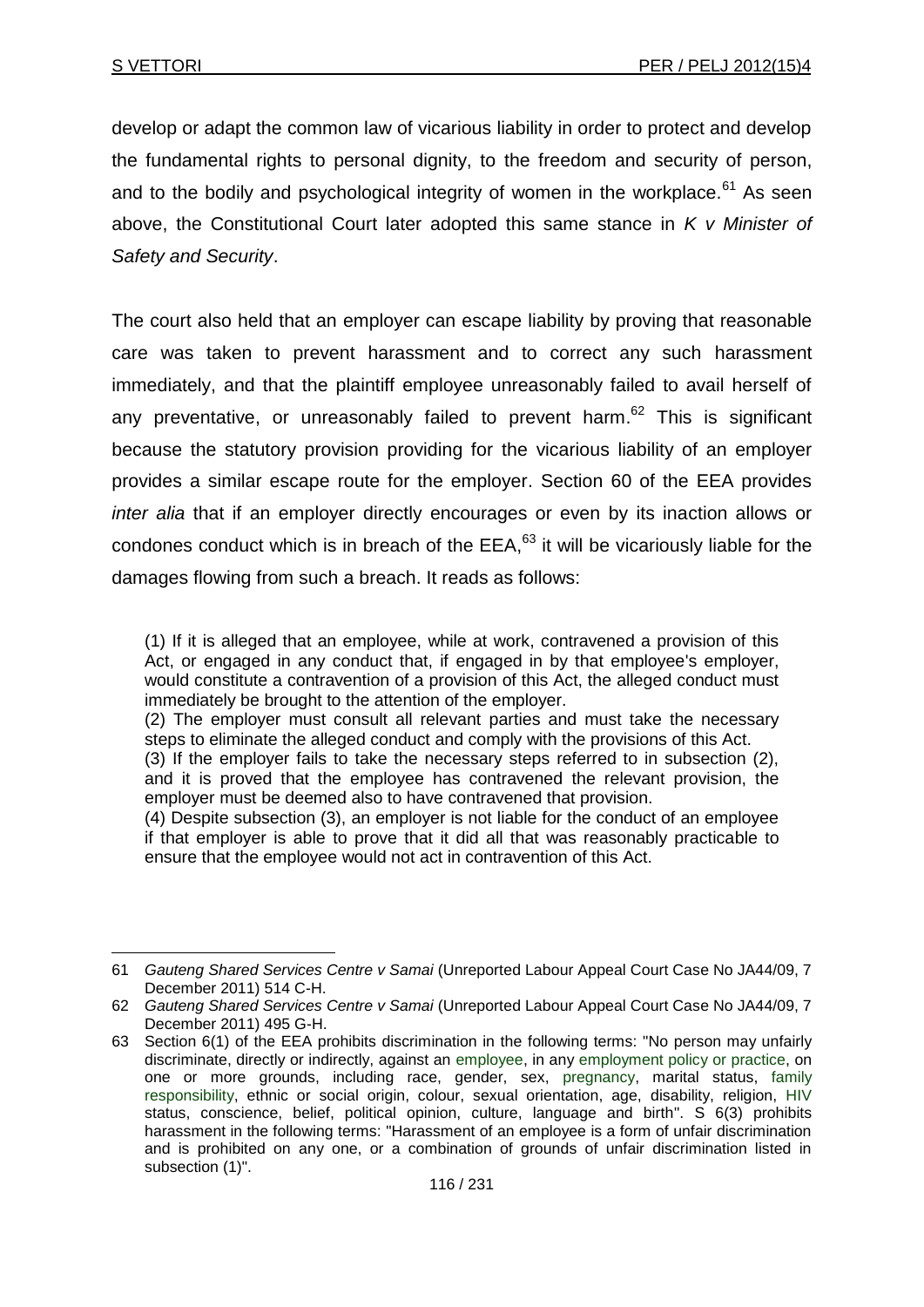develop or adapt the common law of vicarious liability in order to protect and develop the fundamental rights to personal dignity, to the freedom and security of person, and to the bodily and psychological integrity of women in the workplace.[61] As seen above, the Constitutional Court later adopted this same stance in *K v Minister of Safety and Security*.

The court also held that an employer can escape liability by proving that reasonable care was taken to prevent harassment and to correct any such harassment immediately, and that the plaintiff employee unreasonably failed to avail herself of any preventative, or unreasonably failed to prevent harm.[62] This is significant because the statutory provision providing for the vicarious liability of an employer provides a similar escape route for the employer. Section 60 of the EEA provides *inter alia* that if an employer directly encourages or even by its inaction allows or condones conduct which is in breach of the EEA,[63] it will be vicariously liable for the damages flowing from such a breach. It reads as follows:

> (1) If it is alleged that an employee, while at work, contravened a provision of this Act, or engaged in any conduct that, if engaged in by that employee's employer, would constitute a contravention of a provision of this Act, the alleged conduct must immediately be brought to the attention of the employer.
> (2) The employer must consult all relevant parties and must take the necessary steps to eliminate the alleged conduct and comply with the provisions of this Act.
> (3) If the employer fails to take the necessary steps referred to in subsection (2), and it is proved that the employee has contravened the relevant provision, the employer must be deemed also to have contravened that provision.
> (4) Despite subsection (3), an employer is not liable for the conduct of an employee if that employer is able to prove that it did all that was reasonably practicable to ensure that the employee would not act in contravention of this Act.

---

61 *Gauteng Shared Services Centre v Samai* (Unreported Labour Appeal Court Case No JA44/09, 7 December 2011) 514 C-H.

62 *Gauteng Shared Services Centre v Samai* (Unreported Labour Appeal Court Case No JA44/09, 7 December 2011) 495 G-H.

63 Section 6(1) of the EEA prohibits discrimination in the following terms: "No person may unfairly discriminate, directly or indirectly, against an employee, in any employment policy or practice, on one or more grounds, including race, gender, sex, pregnancy, marital status, family responsibility, ethnic or social origin, colour, sexual orientation, age, disability, religion, HIV status, conscience, belief, political opinion, culture, language and birth". S 6(3) prohibits harassment in the following terms: "Harassment of an employee is a form of unfair discrimination and is prohibited on any one, or a combination of grounds of unfair discrimination listed in subsection (1)".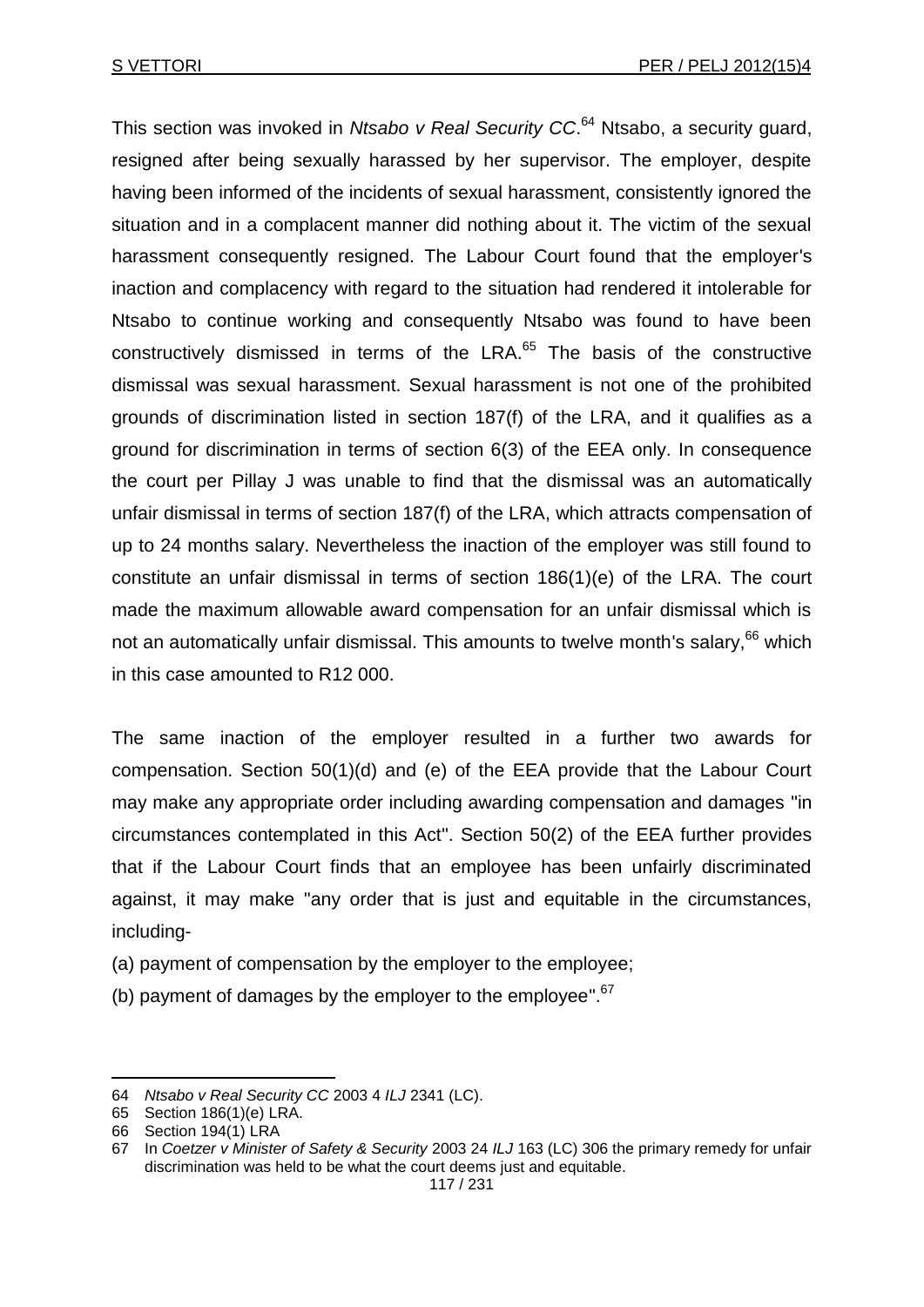This section was invoked in *Ntsabo v Real Security CC*.[64] Ntsabo, a security guard, resigned after being sexually harassed by her supervisor. The employer, despite having been informed of the incidents of sexual harassment, consistently ignored the situation and in a complacent manner did nothing about it. The victim of the sexual harassment consequently resigned. The Labour Court found that the employer's inaction and complacency with regard to the situation had rendered it intolerable for Ntsabo to continue working and consequently Ntsabo was found to have been constructively dismissed in terms of the LRA.[65] The basis of the constructive dismissal was sexual harassment. Sexual harassment is not one of the prohibited grounds of discrimination listed in section 187(f) of the LRA, and it qualifies as a ground for discrimination in terms of section 6(3) of the EEA only. In consequence the court per Pillay J was unable to find that the dismissal was an automatically unfair dismissal in terms of section 187(f) of the LRA, which attracts compensation of up to 24 months salary. Nevertheless the inaction of the employer was still found to constitute an unfair dismissal in terms of section 186(1)(e) of the LRA. The court made the maximum allowable award compensation for an unfair dismissal which is not an automatically unfair dismissal. This amounts to twelve month's salary,[66] which in this case amounted to R12 000.

The same inaction of the employer resulted in a further two awards for compensation. Section 50(1)(d) and (e) of the EEA provide that the Labour Court may make any appropriate order including awarding compensation and damages "in circumstances contemplated in this Act". Section 50(2) of the EEA further provides that if the Labour Court finds that an employee has been unfairly discriminated against, it may make "any order that is just and equitable in the circumstances, including-

(a) payment of compensation by the employer to the employee;

(b) payment of damages by the employer to the employee".[67]

---

64 *Ntsabo v Real Security CC* 2003 4 *ILJ* 2341 (LC).

65 Section 186(1)(e) LRA.

66 Section 194(1) LRA

67 In *Coetzer v Minister of Safety & Security* 2003 24 *ILJ* 163 (LC) 306 the primary remedy for unfair discrimination was held to be what the court deems just and equitable.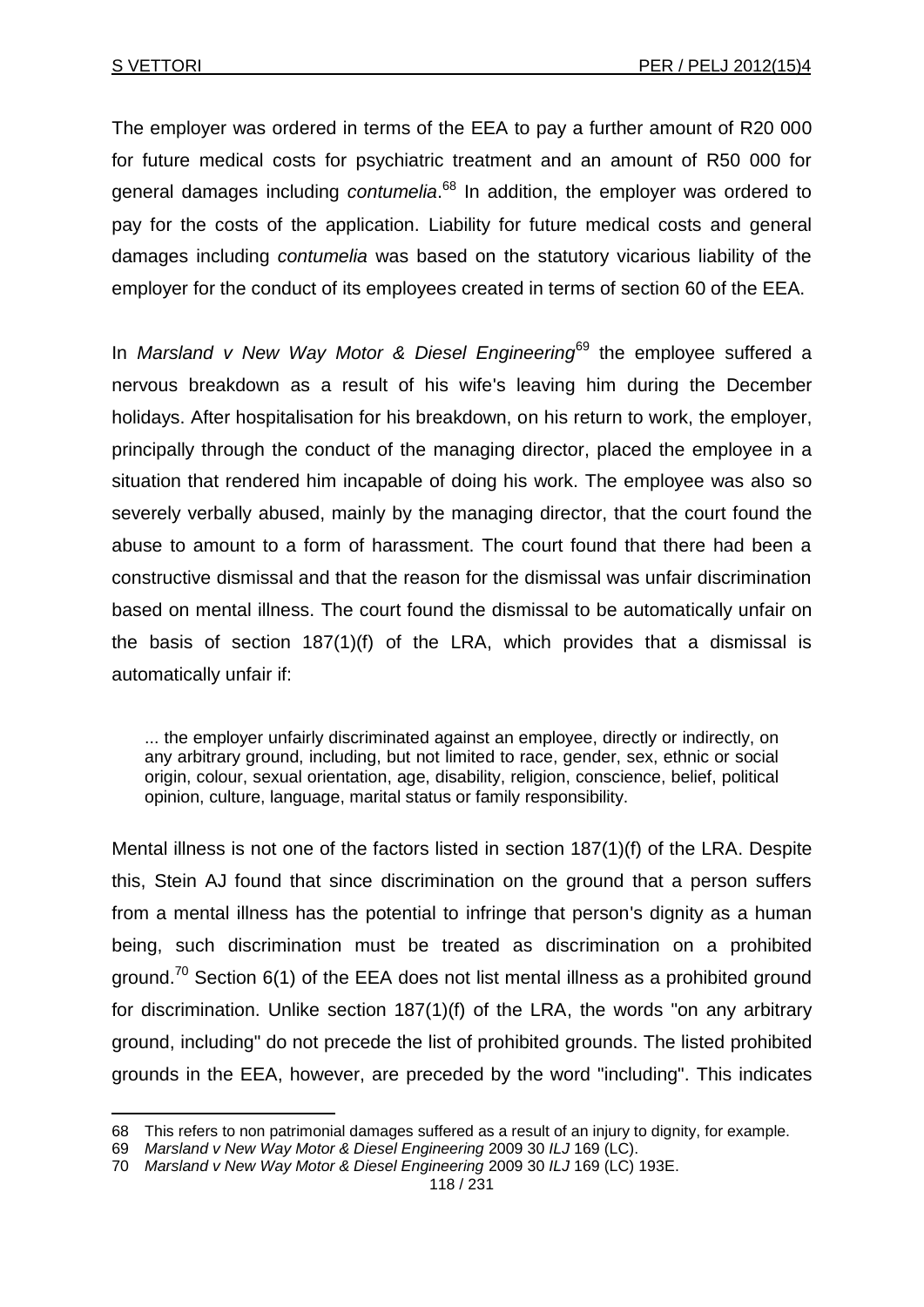The employer was ordered in terms of the EEA to pay a further amount of R20 000 for future medical costs for psychiatric treatment and an amount of R50 000 for general damages including *contumelia*.[68] In addition, the employer was ordered to pay for the costs of the application. Liability for future medical costs and general damages including *contumelia* was based on the statutory vicarious liability of the employer for the conduct of its employees created in terms of section 60 of the EEA.

In *Marsland v New Way Motor & Diesel Engineering*[69] the employee suffered a nervous breakdown as a result of his wife's leaving him during the December holidays. After hospitalisation for his breakdown, on his return to work, the employer, principally through the conduct of the managing director, placed the employee in a situation that rendered him incapable of doing his work. The employee was also so severely verbally abused, mainly by the managing director, that the court found the abuse to amount to a form of harassment. The court found that there had been a constructive dismissal and that the reason for the dismissal was unfair discrimination based on mental illness. The court found the dismissal to be automatically unfair on the basis of section 187(1)(f) of the LRA, which provides that a dismissal is automatically unfair if:

> ... the employer unfairly discriminated against an employee, directly or indirectly, on any arbitrary ground, including, but not limited to race, gender, sex, ethnic or social origin, colour, sexual orientation, age, disability, religion, conscience, belief, political opinion, culture, language, marital status or family responsibility.

Mental illness is not one of the factors listed in section 187(1)(f) of the LRA. Despite this, Stein AJ found that since discrimination on the ground that a person suffers from a mental illness has the potential to infringe that person's dignity as a human being, such discrimination must be treated as discrimination on a prohibited ground.[70] Section 6(1) of the EEA does not list mental illness as a prohibited ground for discrimination. Unlike section 187(1)(f) of the LRA, the words "on any arbitrary ground, including" do not precede the list of prohibited grounds. The listed prohibited grounds in the EEA, however, are preceded by the word "including". This indicates

---

68 This refers to non patrimonial damages suffered as a result of an injury to dignity, for example.

69 *Marsland v New Way Motor & Diesel Engineering* 2009 30 *ILJ* 169 (LC).

70 *Marsland v New Way Motor & Diesel Engineering* 2009 30 *ILJ* 169 (LC) 193E.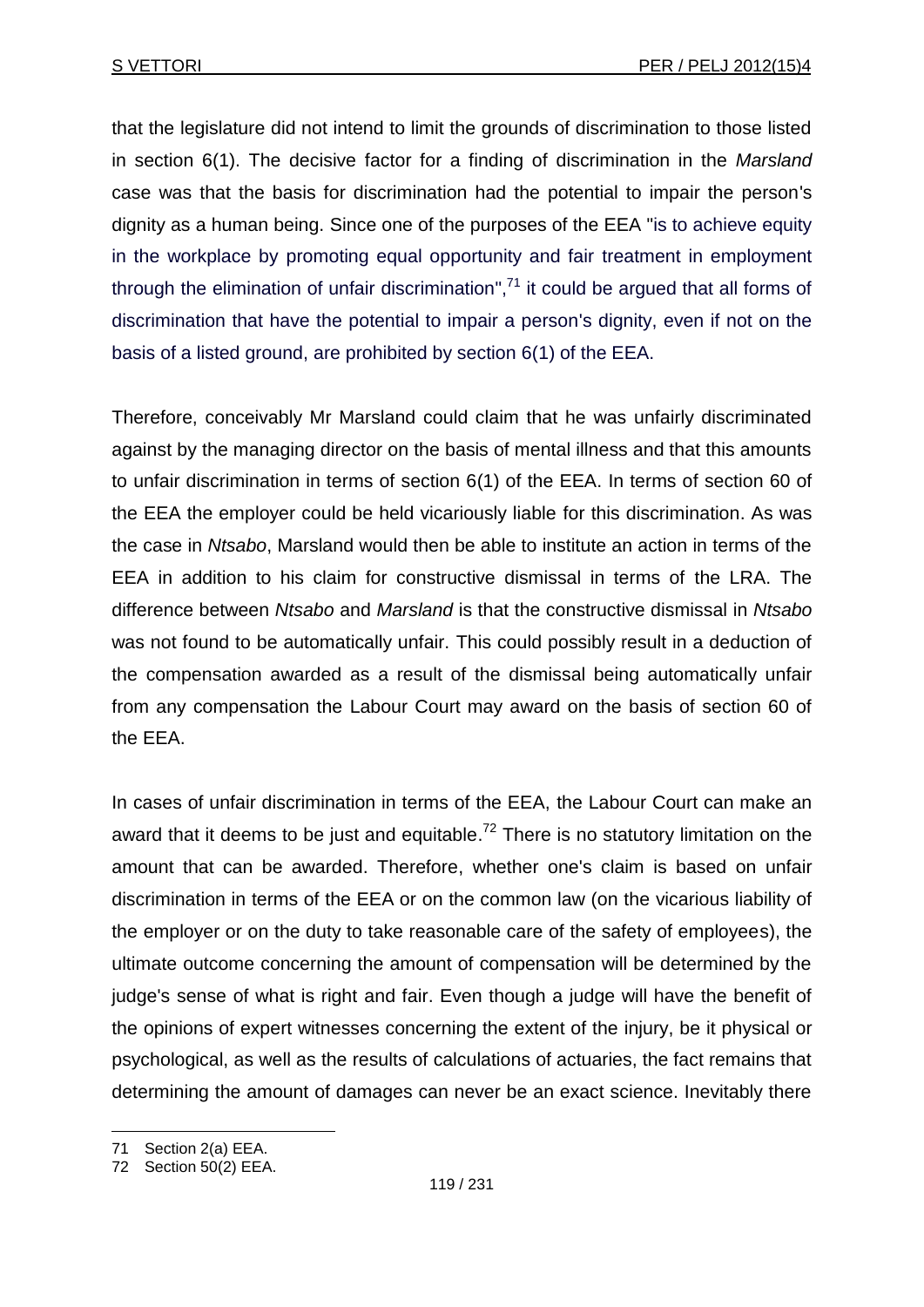that the legislature did not intend to limit the grounds of discrimination to those listed in section 6(1). The decisive factor for a finding of discrimination in the *Marsland* case was that the basis for discrimination had the potential to impair the person's dignity as a human being. Since one of the purposes of the EEA "is to achieve equity in the workplace by promoting equal opportunity and fair treatment in employment through the elimination of unfair discrimination",[71] it could be argued that all forms of discrimination that have the potential to impair a person's dignity, even if not on the basis of a listed ground, are prohibited by section 6(1) of the EEA.

Therefore, conceivably Mr Marsland could claim that he was unfairly discriminated against by the managing director on the basis of mental illness and that this amounts to unfair discrimination in terms of section 6(1) of the EEA. In terms of section 60 of the EEA the employer could be held vicariously liable for this discrimination. As was the case in *Ntsabo*, Marsland would then be able to institute an action in terms of the EEA in addition to his claim for constructive dismissal in terms of the LRA. The difference between *Ntsabo* and *Marsland* is that the constructive dismissal in *Ntsabo* was not found to be automatically unfair. This could possibly result in a deduction of the compensation awarded as a result of the dismissal being automatically unfair from any compensation the Labour Court may award on the basis of section 60 of the EEA.

In cases of unfair discrimination in terms of the EEA, the Labour Court can make an award that it deems to be just and equitable.[72] There is no statutory limitation on the amount that can be awarded. Therefore, whether one's claim is based on unfair discrimination in terms of the EEA or on the common law (on the vicarious liability of the employer or on the duty to take reasonable care of the safety of employees), the ultimate outcome concerning the amount of compensation will be determined by the judge's sense of what is right and fair. Even though a judge will have the benefit of the opinions of expert witnesses concerning the extent of the injury, be it physical or psychological, as well as the results of calculations of actuaries, the fact remains that determining the amount of damages can never be an exact science. Inevitably there

---

71 Section 2(a) EEA.

72 Section 50(2) EEA.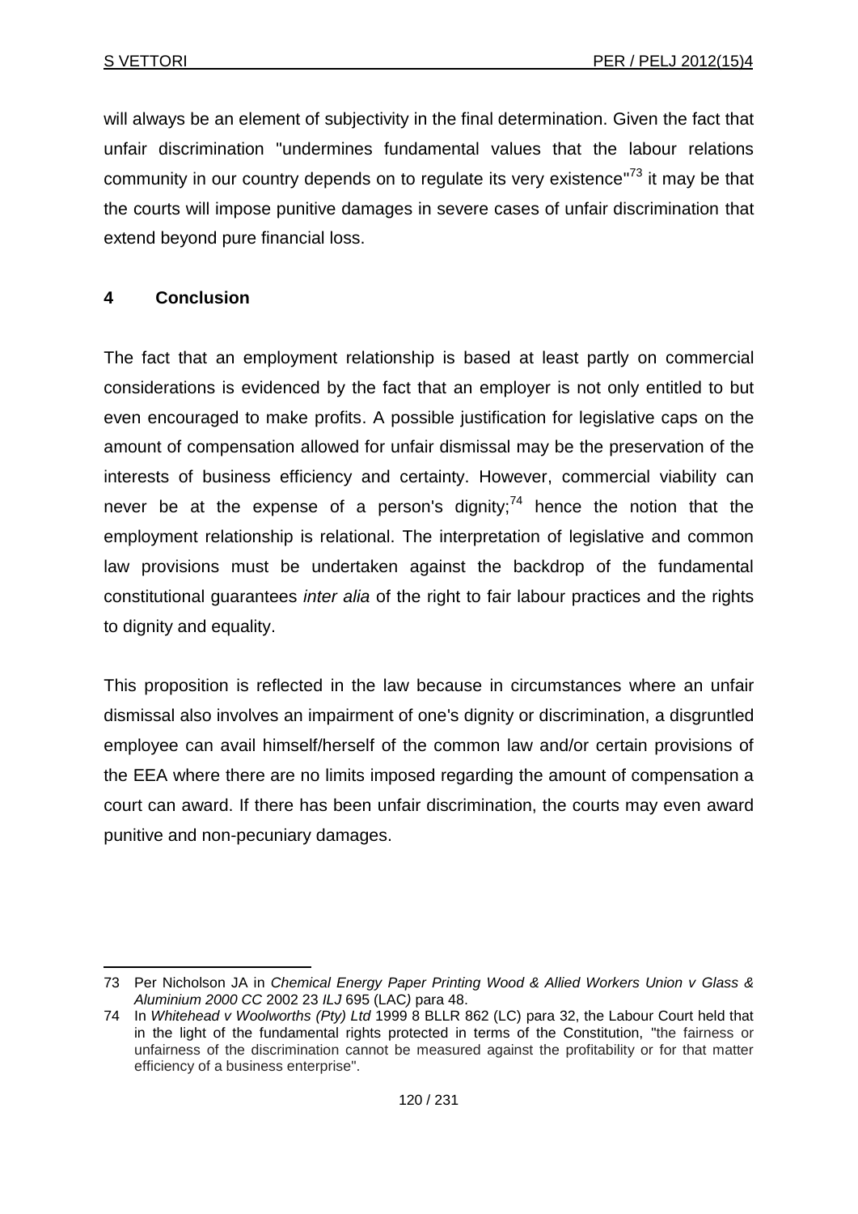will always be an element of subjectivity in the final determination. Given the fact that unfair discrimination "undermines fundamental values that the labour relations community in our country depends on to regulate its very existence"[73] it may be that the courts will impose punitive damages in severe cases of unfair discrimination that extend beyond pure financial loss.

## 4 Conclusion

The fact that an employment relationship is based at least partly on commercial considerations is evidenced by the fact that an employer is not only entitled to but even encouraged to make profits. A possible justification for legislative caps on the amount of compensation allowed for unfair dismissal may be the preservation of the interests of business efficiency and certainty. However, commercial viability can never be at the expense of a person's dignity;[74] hence the notion that the employment relationship is relational. The interpretation of legislative and common law provisions must be undertaken against the backdrop of the fundamental constitutional guarantees *inter alia* of the right to fair labour practices and the rights to dignity and equality.

This proposition is reflected in the law because in circumstances where an unfair dismissal also involves an impairment of one's dignity or discrimination, a disgruntled employee can avail himself/herself of the common law and/or certain provisions of the EEA where there are no limits imposed regarding the amount of compensation a court can award. If there has been unfair discrimination, the courts may even award punitive and non-pecuniary damages.

---

73 Per Nicholson JA in *Chemical Energy Paper Printing Wood & Allied Workers Union v Glass & Aluminium 2000 CC* 2002 23 *ILJ* 695 (LAC) para 48.

74 In *Whitehead v Woolworths (Pty) Ltd* 1999 8 BLLR 862 (LC) para 32, the Labour Court held that in the light of the fundamental rights protected in terms of the Constitution, "the fairness or unfairness of the discrimination cannot be measured against the profitability or for that matter efficiency of a business enterprise".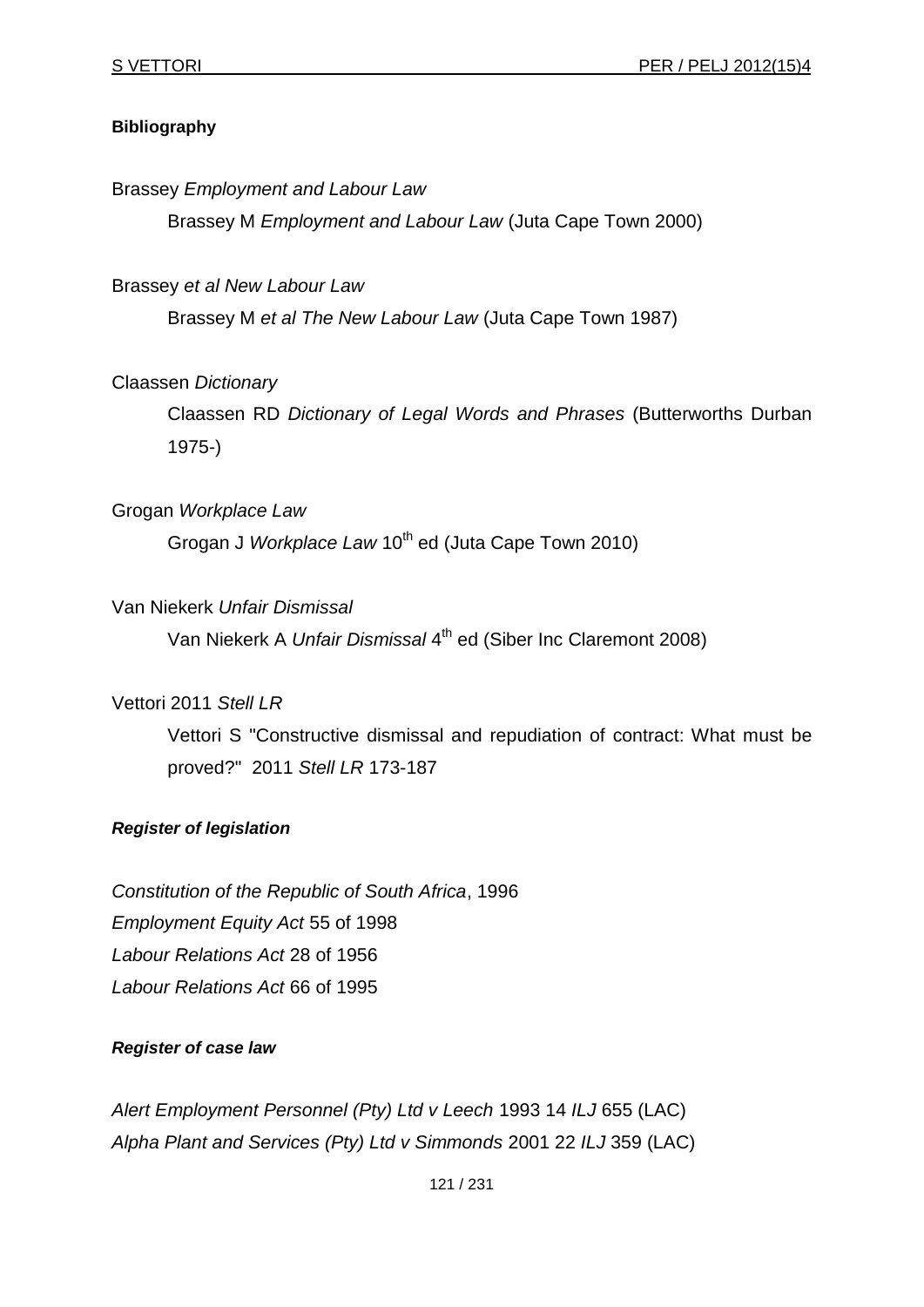**Bibliography**

Brassey *Employment and Labour Law*

Brassey M *Employment and Labour Law* (Juta Cape Town 2000)

Brassey *et al New Labour Law*

Brassey M *et al The New Labour Law* (Juta Cape Town 1987)

Claassen *Dictionary*

Claassen RD *Dictionary of Legal Words and Phrases* (Butterworths Durban 1975-)

Grogan *Workplace Law*

Grogan J *Workplace Law* 10th ed (Juta Cape Town 2010)

Van Niekerk *Unfair Dismissal*

Van Niekerk A *Unfair Dismissal* 4th ed (Siber Inc Claremont 2008)

Vettori 2011 *Stell LR*

Vettori S "Constructive dismissal and repudiation of contract: What must be proved?" 2011 *Stell LR* 173-187

***Register of legislation***

*Constitution of the Republic of South Africa*, 1996

*Employment Equity Act* 55 of 1998

*Labour Relations Act* 28 of 1956

*Labour Relations Act* 66 of 1995

***Register of case law***

*Alert Employment Personnel (Pty) Ltd v Leech* 1993 14 *ILJ* 655 (LAC)

*Alpha Plant and Services (Pty) Ltd v Simmonds* 2001 22 *ILJ* 359 (LAC)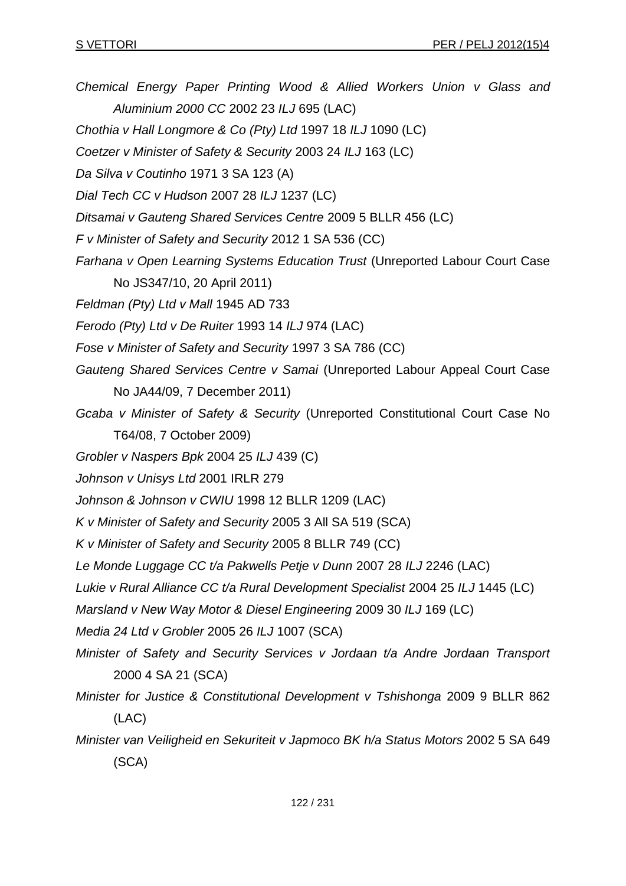*Chemical Energy Paper Printing Wood & Allied Workers Union v Glass and Aluminium 2000 CC* 2002 23 *ILJ* 695 (LAC)

*Chothia v Hall Longmore & Co (Pty) Ltd* 1997 18 *ILJ* 1090 (LC)

*Coetzer v Minister of Safety & Security* 2003 24 *ILJ* 163 (LC)

*Da Silva v Coutinho* 1971 3 SA 123 (A)

*Dial Tech CC v Hudson* 2007 28 *ILJ* 1237 (LC)

*Ditsamai v Gauteng Shared Services Centre* 2009 5 BLLR 456 (LC)

*F v Minister of Safety and Security* 2012 1 SA 536 (CC)

*Farhana v Open Learning Systems Education Trust* (Unreported Labour Court Case No JS347/10, 20 April 2011)

*Feldman (Pty) Ltd v Mall* 1945 AD 733

*Ferodo (Pty) Ltd v De Ruiter* 1993 14 *ILJ* 974 (LAC)

*Fose v Minister of Safety and Security* 1997 3 SA 786 (CC)

*Gauteng Shared Services Centre v Samai* (Unreported Labour Appeal Court Case No JA44/09, 7 December 2011)

*Gcaba v Minister of Safety & Security* (Unreported Constitutional Court Case No T64/08, 7 October 2009)

*Grobler v Naspers Bpk* 2004 25 *ILJ* 439 (C)

*Johnson v Unisys Ltd* 2001 IRLR 279

*Johnson & Johnson v CWIU* 1998 12 BLLR 1209 (LAC)

*K v Minister of Safety and Security* 2005 3 All SA 519 (SCA)

*K v Minister of Safety and Security* 2005 8 BLLR 749 (CC)

*Le Monde Luggage CC t/a Pakwells Petje v Dunn* 2007 28 *ILJ* 2246 (LAC)

*Lukie v Rural Alliance CC t/a Rural Development Specialist* 2004 25 *ILJ* 1445 (LC)

*Marsland v New Way Motor & Diesel Engineering* 2009 30 *ILJ* 169 (LC)

*Media 24 Ltd v Grobler* 2005 26 *ILJ* 1007 (SCA)

*Minister of Safety and Security Services v Jordaan t/a Andre Jordaan Transport* 2000 4 SA 21 (SCA)

*Minister for Justice & Constitutional Development v Tshishonga* 2009 9 BLLR 862 (LAC)

*Minister van Veiligheid en Sekuriteit v Japmoco BK h/a Status Motors* 2002 5 SA 649 (SCA)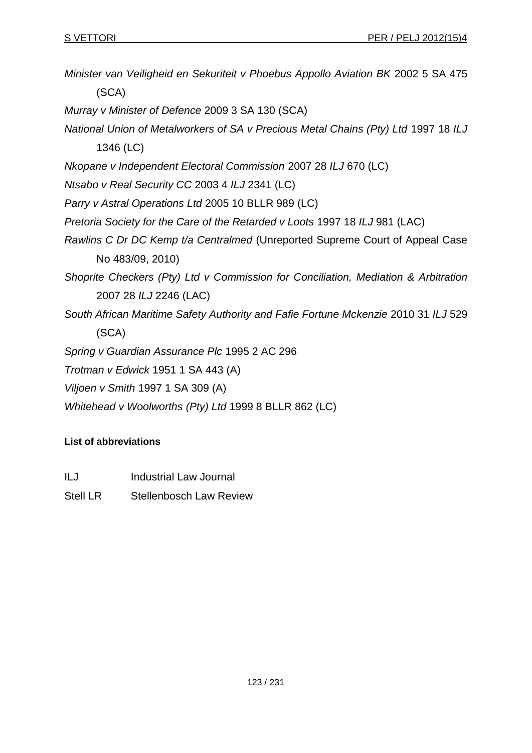*Minister van Veiligheid en Sekuriteit v Phoebus Appollo Aviation BK* 2002 5 SA 475 (SCA)

*Murray v Minister of Defence* 2009 3 SA 130 (SCA)

*National Union of Metalworkers of SA v Precious Metal Chains (Pty) Ltd* 1997 18 *ILJ* 1346 (LC)

*Nkopane v Independent Electoral Commission* 2007 28 *ILJ* 670 (LC)

*Ntsabo v Real Security CC* 2003 4 *ILJ* 2341 (LC)

*Parry v Astral Operations Ltd* 2005 10 BLLR 989 (LC)

*Pretoria Society for the Care of the Retarded v Loots* 1997 18 *ILJ* 981 (LAC)

*Rawlins C Dr DC Kemp t/a Centralmed* (Unreported Supreme Court of Appeal Case No 483/09, 2010)

*Shoprite Checkers (Pty) Ltd v Commission for Conciliation, Mediation & Arbitration* 2007 28 *ILJ* 2246 (LAC)

*South African Maritime Safety Authority and Fafie Fortune Mckenzie* 2010 31 *ILJ* 529 (SCA)

*Spring v Guardian Assurance Plc* 1995 2 AC 296

*Trotman v Edwick* 1951 1 SA 443 (A)

*Viljoen v Smith* 1997 1 SA 309 (A)

*Whitehead v Woolworths (Pty) Ltd* 1999 8 BLLR 862 (LC)

**List of abbreviations**

| | |
|---|---|
| ILJ | Industrial Law Journal |
| Stell LR | Stellenbosch Law Review |